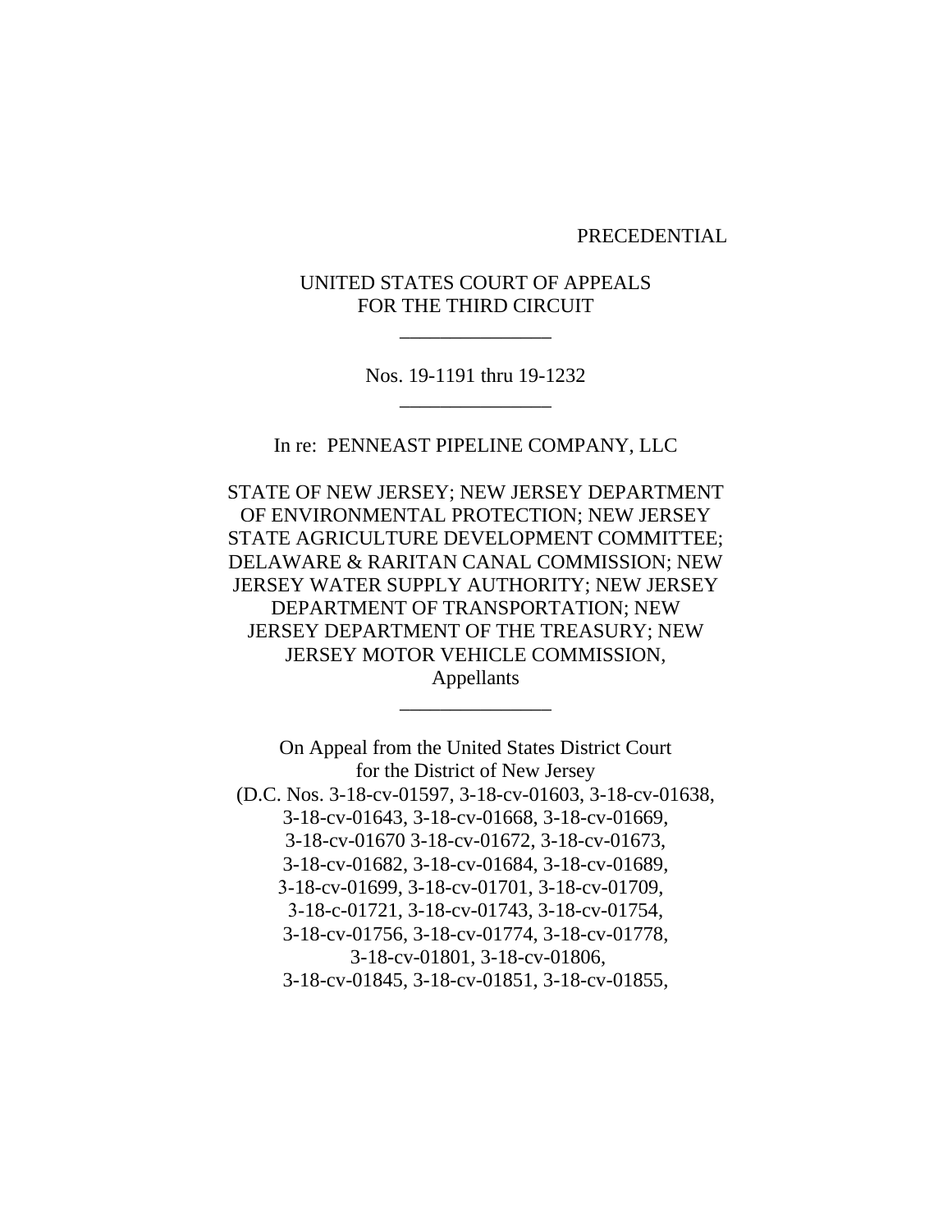PRECEDENTIAL

UNITED STATES COURT OF APPEALS
FOR THE THIRD CIRCUIT

---

Nos. 19-1191 thru 19-1232

---

In re: PENNEAST PIPELINE COMPANY, LLC

STATE OF NEW JERSEY; NEW JERSEY DEPARTMENT OF ENVIRONMENTAL PROTECTION; NEW JERSEY STATE AGRICULTURE DEVELOPMENT COMMITTEE; DELAWARE & RARITAN CANAL COMMISSION; NEW JERSEY WATER SUPPLY AUTHORITY; NEW JERSEY DEPARTMENT OF TRANSPORTATION; NEW JERSEY DEPARTMENT OF THE TREASURY; NEW JERSEY MOTOR VEHICLE COMMISSION,
Appellants

---

On Appeal from the United States District Court
for the District of New Jersey
(D.C. Nos. 3-18-cv-01597, 3-18-cv-01603, 3-18-cv-01638,
3-18-cv-01643, 3-18-cv-01668, 3-18-cv-01669,
3-18-cv-01670 3-18-cv-01672, 3-18-cv-01673,
3-18-cv-01682, 3-18-cv-01684, 3-18-cv-01689,
3-18-cv-01699, 3-18-cv-01701, 3-18-cv-01709,
3-18-c-01721, 3-18-cv-01743, 3-18-cv-01754,
3-18-cv-01756, 3-18-cv-01774, 3-18-cv-01778,
3-18-cv-01801, 3-18-cv-01806,
3-18-cv-01845, 3-18-cv-01851, 3-18-cv-01855,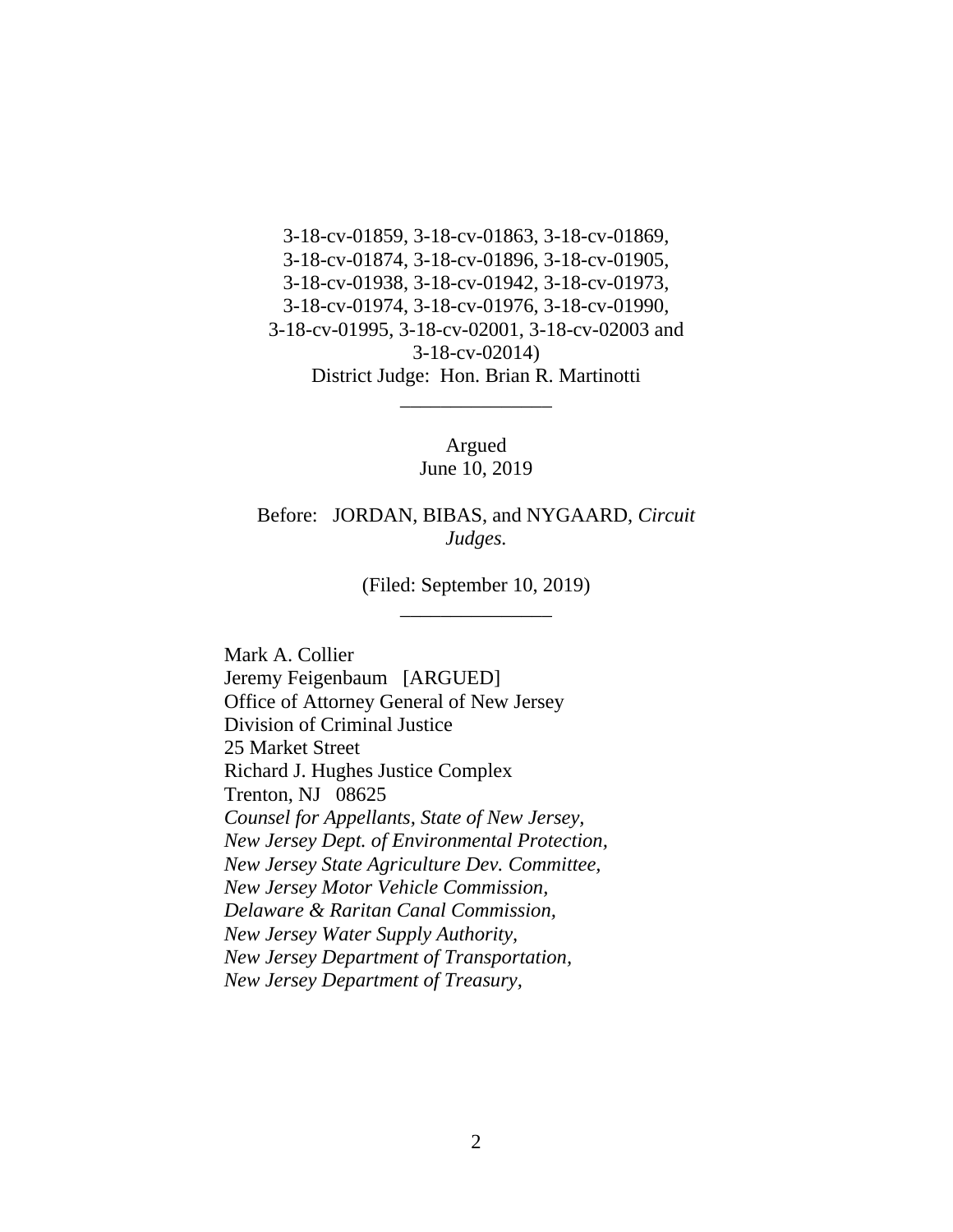3-18-cv-01859, 3-18-cv-01863, 3-18-cv-01869,
3-18-cv-01874, 3-18-cv-01896, 3-18-cv-01905,
3-18-cv-01938, 3-18-cv-01942, 3-18-cv-01973,
3-18-cv-01974, 3-18-cv-01976, 3-18-cv-01990,
3-18-cv-01995, 3-18-cv-02001, 3-18-cv-02003 and
3-18-cv-02014)
District Judge: Hon. Brian R. Martinotti

---

Argued
June 10, 2019

Before: JORDAN, BIBAS, and NYGAARD, *Circuit Judges.*

(Filed: September 10, 2019)

---

Mark A. Collier
Jeremy Feigenbaum [ARGUED]
Office of Attorney General of New Jersey
Division of Criminal Justice
25 Market Street
Richard J. Hughes Justice Complex
Trenton, NJ 08625
*Counsel for Appellants, State of New Jersey,*
*New Jersey Dept. of Environmental Protection,*
*New Jersey State Agriculture Dev. Committee,*
*New Jersey Motor Vehicle Commission,*
*Delaware & Raritan Canal Commission,*
*New Jersey Water Supply Authority,*
*New Jersey Department of Transportation,*
*New Jersey Department of Treasury,*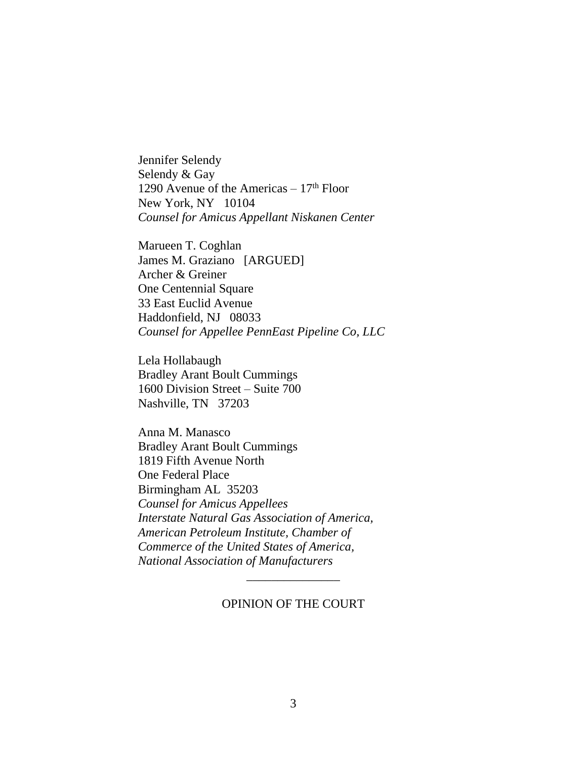Jennifer Selendy
Selendy & Gay
1290 Avenue of the Americas – 17th Floor
New York, NY 10104
*Counsel for Amicus Appellant Niskanen Center*

Marueen T. Coghlan
James M. Graziano [ARGUED]
Archer & Greiner
One Centennial Square
33 East Euclid Avenue
Haddonfield, NJ 08033
*Counsel for Appellee PennEast Pipeline Co, LLC*

Lela Hollabaugh
Bradley Arant Boult Cummings
1600 Division Street – Suite 700
Nashville, TN 37203

Anna M. Manasco
Bradley Arant Boult Cummings
1819 Fifth Avenue North
One Federal Place
Birmingham AL 35203
*Counsel for Amicus Appellees*
*Interstate Natural Gas Association of America,*
*American Petroleum Institute, Chamber of*
*Commerce of the United States of America,*
*National Association of Manufacturers*

---

OPINION OF THE COURT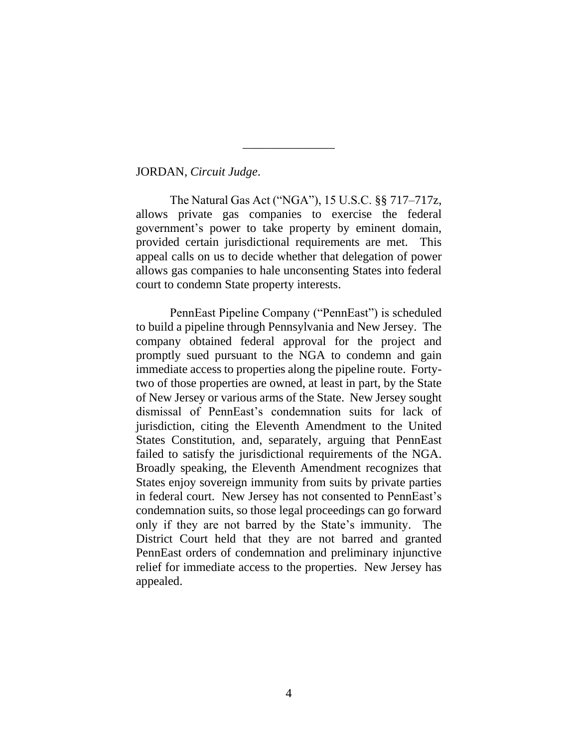JORDAN, *Circuit Judge*.

The Natural Gas Act ("NGA"), 15 U.S.C. §§ 717–717z, allows private gas companies to exercise the federal government's power to take property by eminent domain, provided certain jurisdictional requirements are met. This appeal calls on us to decide whether that delegation of power allows gas companies to hale unconsenting States into federal court to condemn State property interests.

PennEast Pipeline Company ("PennEast") is scheduled to build a pipeline through Pennsylvania and New Jersey. The company obtained federal approval for the project and promptly sued pursuant to the NGA to condemn and gain immediate access to properties along the pipeline route. Forty-two of those properties are owned, at least in part, by the State of New Jersey or various arms of the State. New Jersey sought dismissal of PennEast's condemnation suits for lack of jurisdiction, citing the Eleventh Amendment to the United States Constitution, and, separately, arguing that PennEast failed to satisfy the jurisdictional requirements of the NGA. Broadly speaking, the Eleventh Amendment recognizes that States enjoy sovereign immunity from suits by private parties in federal court. New Jersey has not consented to PennEast's condemnation suits, so those legal proceedings can go forward only if they are not barred by the State's immunity. The District Court held that they are not barred and granted PennEast orders of condemnation and preliminary injunctive relief for immediate access to the properties. New Jersey has appealed.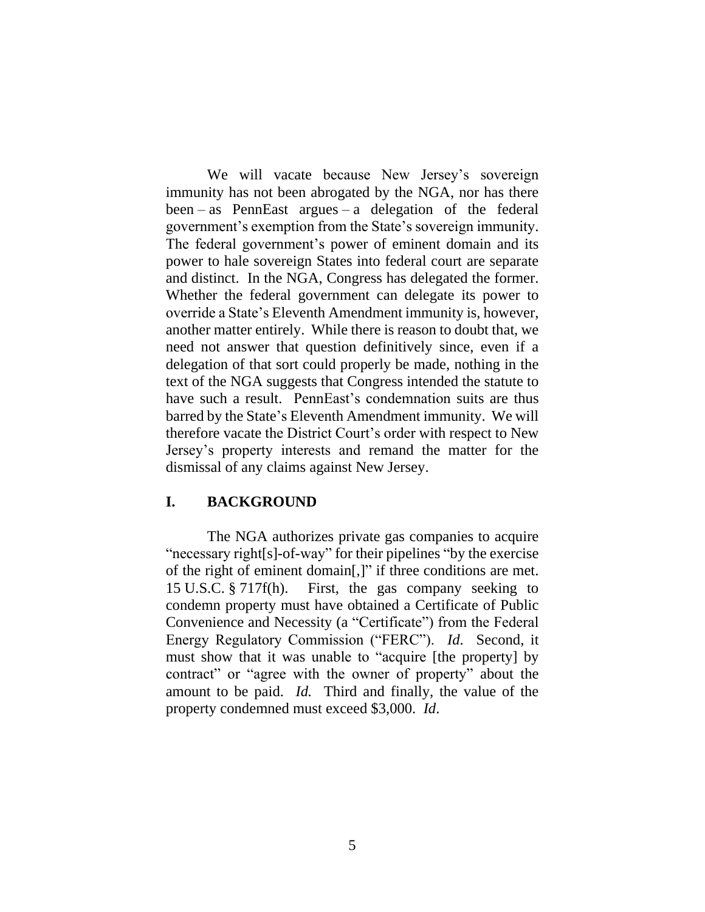We will vacate because New Jersey's sovereign immunity has not been abrogated by the NGA, nor has there been – as PennEast argues – a delegation of the federal government's exemption from the State's sovereign immunity. The federal government's power of eminent domain and its power to hale sovereign States into federal court are separate and distinct. In the NGA, Congress has delegated the former. Whether the federal government can delegate its power to override a State's Eleventh Amendment immunity is, however, another matter entirely. While there is reason to doubt that, we need not answer that question definitively since, even if a delegation of that sort could properly be made, nothing in the text of the NGA suggests that Congress intended the statute to have such a result. PennEast's condemnation suits are thus barred by the State's Eleventh Amendment immunity. We will therefore vacate the District Court's order with respect to New Jersey's property interests and remand the matter for the dismissal of any claims against New Jersey.

## I. BACKGROUND

The NGA authorizes private gas companies to acquire "necessary right[s]-of-way" for their pipelines "by the exercise of the right of eminent domain[,]" if three conditions are met. 15 U.S.C. § 717f(h). First, the gas company seeking to condemn property must have obtained a Certificate of Public Convenience and Necessity (a "Certificate") from the Federal Energy Regulatory Commission ("FERC"). *Id.* Second, it must show that it was unable to "acquire [the property] by contract" or "agree with the owner of property" about the amount to be paid. *Id.* Third and finally, the value of the property condemned must exceed $3,000. *Id*.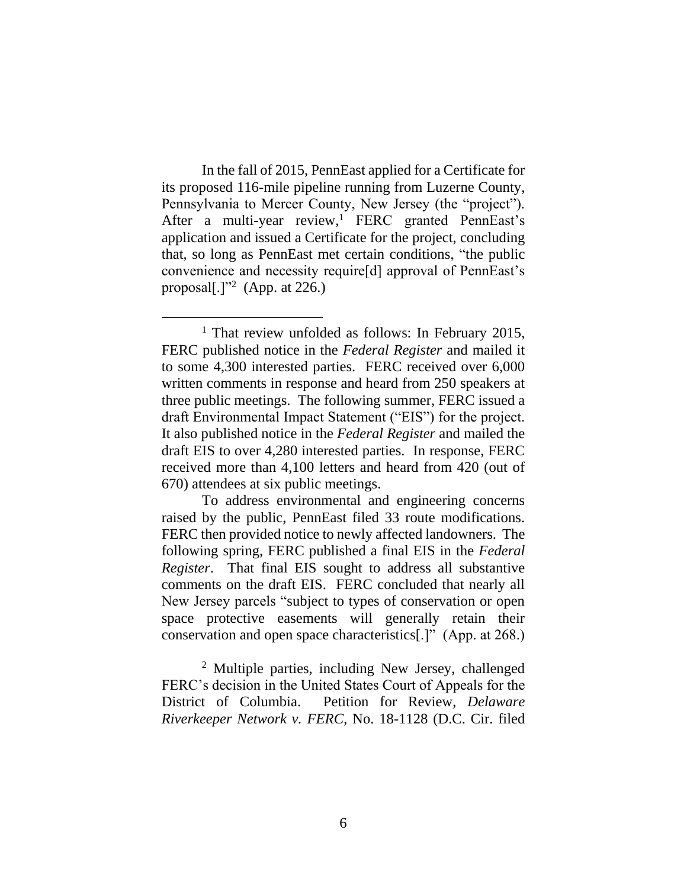In the fall of 2015, PennEast applied for a Certificate for its proposed 116-mile pipeline running from Luzerne County, Pennsylvania to Mercer County, New Jersey (the "project"). After a multi-year review,[1] FERC granted PennEast's application and issued a Certificate for the project, concluding that, so long as PennEast met certain conditions, "the public convenience and necessity require[d] approval of PennEast's proposal[.]"[2] (App. at 226.)

---

[1] That review unfolded as follows: In February 2015, FERC published notice in the *Federal Register* and mailed it to some 4,300 interested parties. FERC received over 6,000 written comments in response and heard from 250 speakers at three public meetings. The following summer, FERC issued a draft Environmental Impact Statement ("EIS") for the project. It also published notice in the *Federal Register* and mailed the draft EIS to over 4,280 interested parties. In response, FERC received more than 4,100 letters and heard from 420 (out of 670) attendees at six public meetings.

To address environmental and engineering concerns raised by the public, PennEast filed 33 route modifications. FERC then provided notice to newly affected landowners. The following spring, FERC published a final EIS in the *Federal Register*. That final EIS sought to address all substantive comments on the draft EIS. FERC concluded that nearly all New Jersey parcels "subject to types of conservation or open space protective easements will generally retain their conservation and open space characteristics[.]" (App. at 268.)

[2] Multiple parties, including New Jersey, challenged FERC's decision in the United States Court of Appeals for the District of Columbia. Petition for Review, *Delaware Riverkeeper Network v. FERC*, No. 18-1128 (D.C. Cir. filed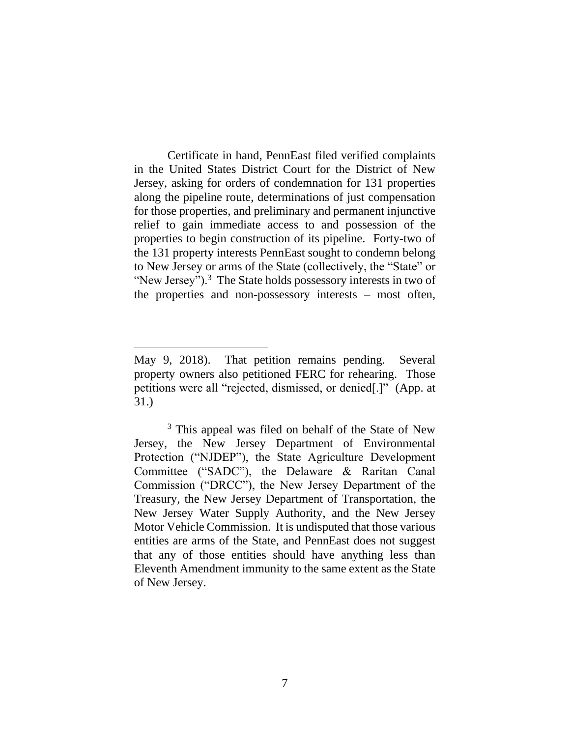Certificate in hand, PennEast filed verified complaints in the United States District Court for the District of New Jersey, asking for orders of condemnation for 131 properties along the pipeline route, determinations of just compensation for those properties, and preliminary and permanent injunctive relief to gain immediate access to and possession of the properties to begin construction of its pipeline. Forty-two of the 131 property interests PennEast sought to condemn belong to New Jersey or arms of the State (collectively, the "State" or "New Jersey").[3] The State holds possessory interests in two of the properties and non-possessory interests – most often,

---

May 9, 2018). That petition remains pending. Several property owners also petitioned FERC for rehearing. Those petitions were all "rejected, dismissed, or denied[.]" (App. at 31.)

[3] This appeal was filed on behalf of the State of New Jersey, the New Jersey Department of Environmental Protection ("NJDEP"), the State Agriculture Development Committee ("SADC"), the Delaware & Raritan Canal Commission ("DRCC"), the New Jersey Department of the Treasury, the New Jersey Department of Transportation, the New Jersey Water Supply Authority, and the New Jersey Motor Vehicle Commission. It is undisputed that those various entities are arms of the State, and PennEast does not suggest that any of those entities should have anything less than Eleventh Amendment immunity to the same extent as the State of New Jersey.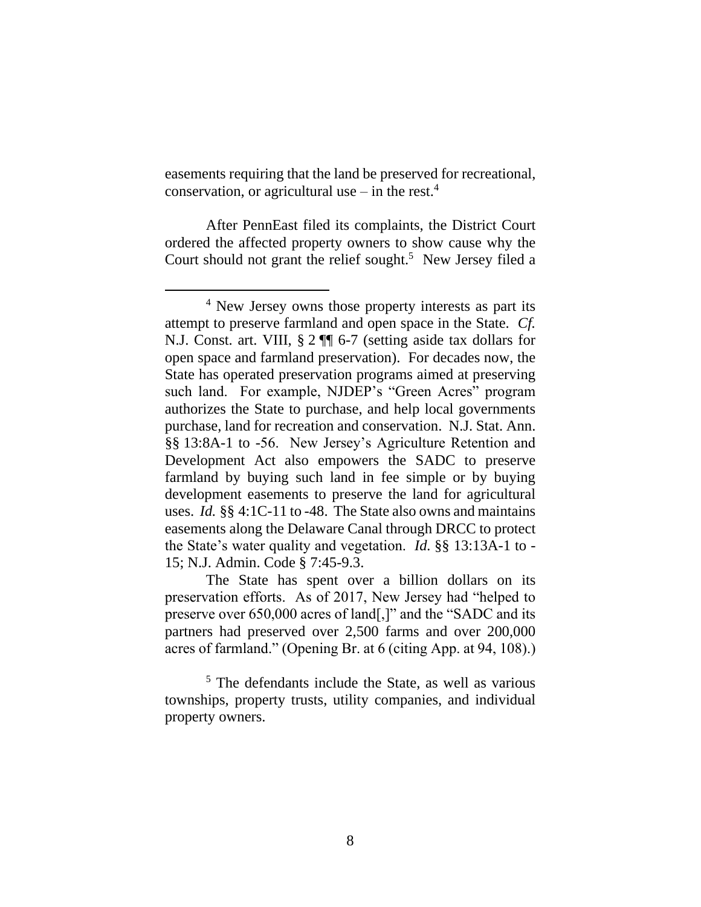easements requiring that the land be preserved for recreational, conservation, or agricultural use – in the rest.[4]

After PennEast filed its complaints, the District Court ordered the affected property owners to show cause why the Court should not grant the relief sought.[5] New Jersey filed a

---

[4] New Jersey owns those property interests as part its attempt to preserve farmland and open space in the State. *Cf.* N.J. Const. art. VIII, § 2 ¶¶ 6-7 (setting aside tax dollars for open space and farmland preservation). For decades now, the State has operated preservation programs aimed at preserving such land. For example, NJDEP's "Green Acres" program authorizes the State to purchase, and help local governments purchase, land for recreation and conservation. N.J. Stat. Ann. §§ 13:8A-1 to -56. New Jersey's Agriculture Retention and Development Act also empowers the SADC to preserve farmland by buying such land in fee simple or by buying development easements to preserve the land for agricultural uses. *Id.* §§ 4:1C-11 to -48. The State also owns and maintains easements along the Delaware Canal through DRCC to protect the State's water quality and vegetation. *Id.* §§ 13:13A-1 to -15; N.J. Admin. Code § 7:45-9.3.

The State has spent over a billion dollars on its preservation efforts. As of 2017, New Jersey had "helped to preserve over 650,000 acres of land[,]" and the "SADC and its partners had preserved over 2,500 farms and over 200,000 acres of farmland." (Opening Br. at 6 (citing App. at 94, 108).)

[5] The defendants include the State, as well as various townships, property trusts, utility companies, and individual property owners.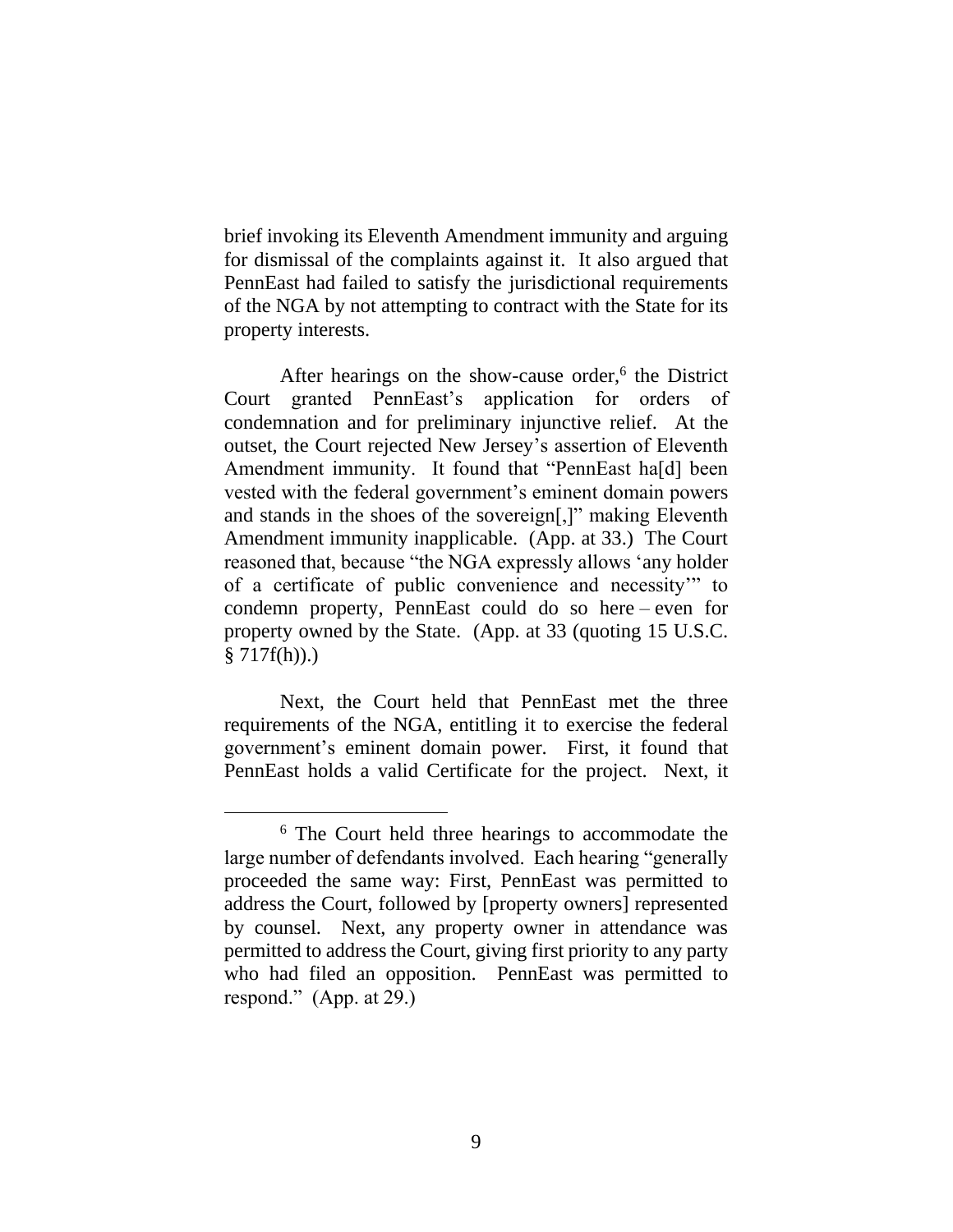brief invoking its Eleventh Amendment immunity and arguing for dismissal of the complaints against it. It also argued that PennEast had failed to satisfy the jurisdictional requirements of the NGA by not attempting to contract with the State for its property interests.

After hearings on the show-cause order,[6] the District Court granted PennEast's application for orders of condemnation and for preliminary injunctive relief. At the outset, the Court rejected New Jersey's assertion of Eleventh Amendment immunity. It found that "PennEast ha[d] been vested with the federal government's eminent domain powers and stands in the shoes of the sovereign[,]" making Eleventh Amendment immunity inapplicable. (App. at 33.) The Court reasoned that, because "the NGA expressly allows 'any holder of a certificate of public convenience and necessity'" to condemn property, PennEast could do so here – even for property owned by the State. (App. at 33 (quoting 15 U.S.C. § 717f(h)).)

Next, the Court held that PennEast met the three requirements of the NGA, entitling it to exercise the federal government's eminent domain power. First, it found that PennEast holds a valid Certificate for the project. Next, it

[6] The Court held three hearings to accommodate the large number of defendants involved. Each hearing "generally proceeded the same way: First, PennEast was permitted to address the Court, followed by [property owners] represented by counsel. Next, any property owner in attendance was permitted to address the Court, giving first priority to any party who had filed an opposition. PennEast was permitted to respond." (App. at 29.)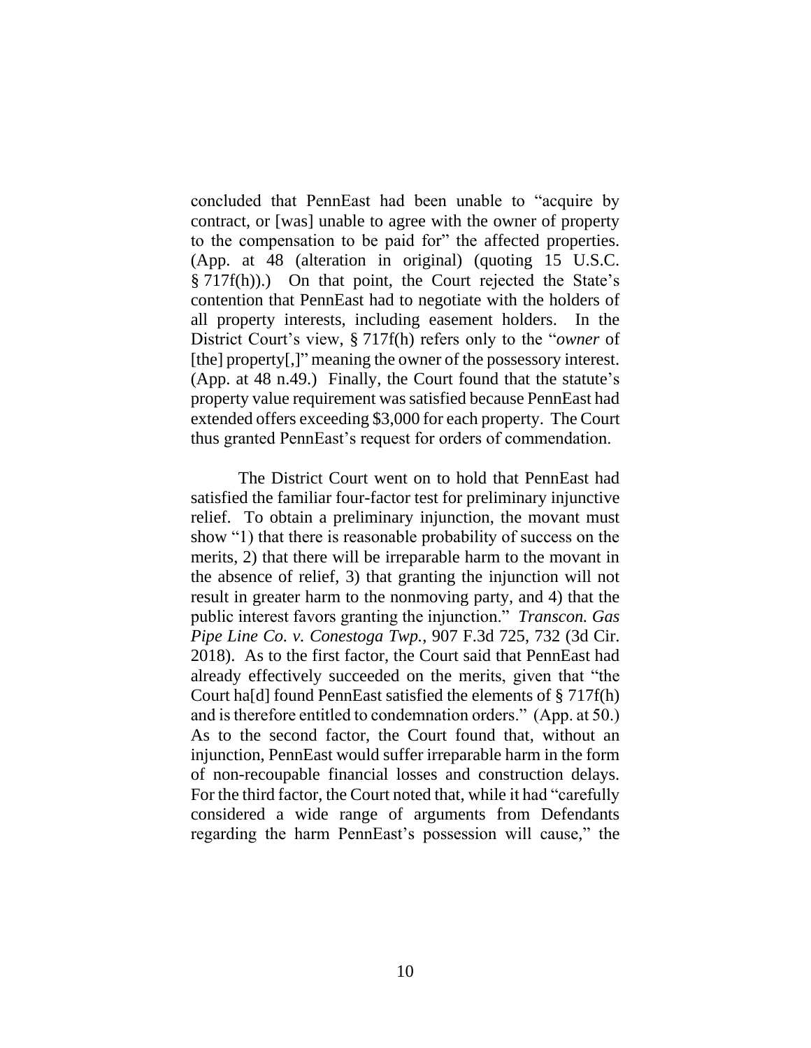concluded that PennEast had been unable to "acquire by contract, or [was] unable to agree with the owner of property to the compensation to be paid for" the affected properties. (App. at 48 (alteration in original) (quoting 15 U.S.C. § 717f(h)).) On that point, the Court rejected the State's contention that PennEast had to negotiate with the holders of all property interests, including easement holders. In the District Court's view, § 717f(h) refers only to the "*owner* of [the] property[,]" meaning the owner of the possessory interest. (App. at 48 n.49.) Finally, the Court found that the statute's property value requirement was satisfied because PennEast had extended offers exceeding $3,000 for each property. The Court thus granted PennEast's request for orders of commendation.

The District Court went on to hold that PennEast had satisfied the familiar four-factor test for preliminary injunctive relief. To obtain a preliminary injunction, the movant must show "1) that there is reasonable probability of success on the merits, 2) that there will be irreparable harm to the movant in the absence of relief, 3) that granting the injunction will not result in greater harm to the nonmoving party, and 4) that the public interest favors granting the injunction." *Transcon. Gas Pipe Line Co. v. Conestoga Twp.*, 907 F.3d 725, 732 (3d Cir. 2018). As to the first factor, the Court said that PennEast had already effectively succeeded on the merits, given that "the Court ha[d] found PennEast satisfied the elements of § 717f(h) and is therefore entitled to condemnation orders." (App. at 50.) As to the second factor, the Court found that, without an injunction, PennEast would suffer irreparable harm in the form of non-recoupable financial losses and construction delays. For the third factor, the Court noted that, while it had "carefully considered a wide range of arguments from Defendants regarding the harm PennEast's possession will cause," the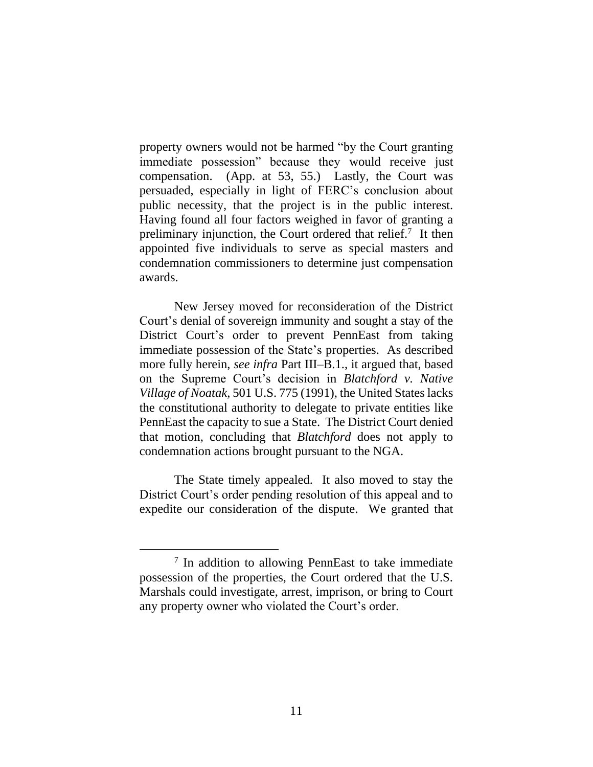property owners would not be harmed "by the Court granting immediate possession" because they would receive just compensation. (App. at 53, 55.) Lastly, the Court was persuaded, especially in light of FERC's conclusion about public necessity, that the project is in the public interest. Having found all four factors weighed in favor of granting a preliminary injunction, the Court ordered that relief.[7] It then appointed five individuals to serve as special masters and condemnation commissioners to determine just compensation awards.

New Jersey moved for reconsideration of the District Court's denial of sovereign immunity and sought a stay of the District Court's order to prevent PennEast from taking immediate possession of the State's properties. As described more fully herein, *see infra* Part III–B.1., it argued that, based on the Supreme Court's decision in *Blatchford v. Native Village of Noatak*, 501 U.S. 775 (1991), the United States lacks the constitutional authority to delegate to private entities like PennEast the capacity to sue a State. The District Court denied that motion, concluding that *Blatchford* does not apply to condemnation actions brought pursuant to the NGA.

The State timely appealed. It also moved to stay the District Court's order pending resolution of this appeal and to expedite our consideration of the dispute. We granted that

[7] In addition to allowing PennEast to take immediate possession of the properties, the Court ordered that the U.S. Marshals could investigate, arrest, imprison, or bring to Court any property owner who violated the Court's order.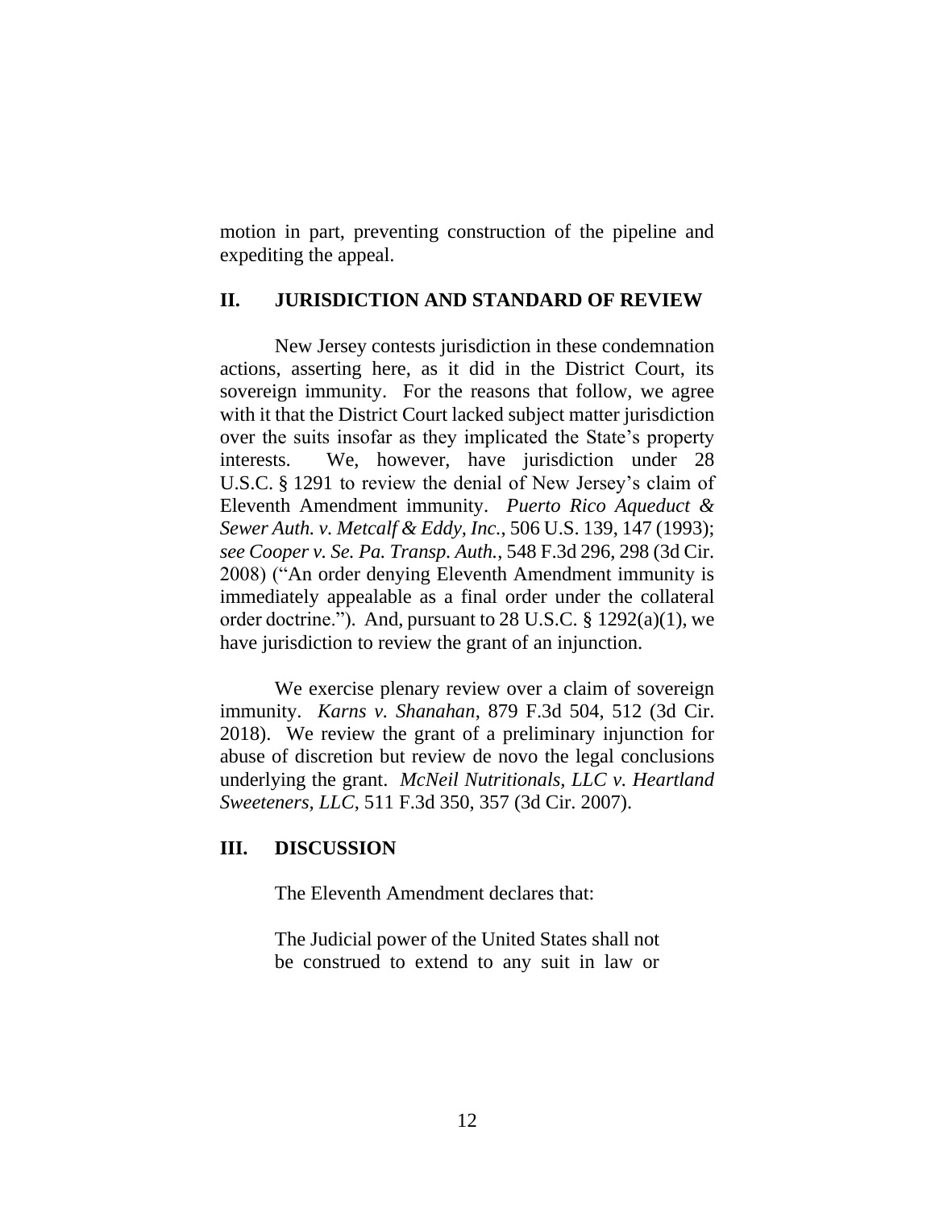motion in part, preventing construction of the pipeline and expediting the appeal.

## II. JURISDICTION AND STANDARD OF REVIEW

New Jersey contests jurisdiction in these condemnation actions, asserting here, as it did in the District Court, its sovereign immunity. For the reasons that follow, we agree with it that the District Court lacked subject matter jurisdiction over the suits insofar as they implicated the State's property interests. We, however, have jurisdiction under 28 U.S.C. § 1291 to review the denial of New Jersey's claim of Eleventh Amendment immunity. *Puerto Rico Aqueduct & Sewer Auth. v. Metcalf & Eddy, Inc.*, 506 U.S. 139, 147 (1993); *see Cooper v. Se. Pa. Transp. Auth.*, 548 F.3d 296, 298 (3d Cir. 2008) ("An order denying Eleventh Amendment immunity is immediately appealable as a final order under the collateral order doctrine."). And, pursuant to 28 U.S.C. § 1292(a)(1), we have jurisdiction to review the grant of an injunction.

We exercise plenary review over a claim of sovereign immunity. *Karns v. Shanahan*, 879 F.3d 504, 512 (3d Cir. 2018). We review the grant of a preliminary injunction for abuse of discretion but review de novo the legal conclusions underlying the grant. *McNeil Nutritionals, LLC v. Heartland Sweeteners, LLC*, 511 F.3d 350, 357 (3d Cir. 2007).

## III. DISCUSSION

The Eleventh Amendment declares that:

> The Judicial power of the United States shall not be construed to extend to any suit in law or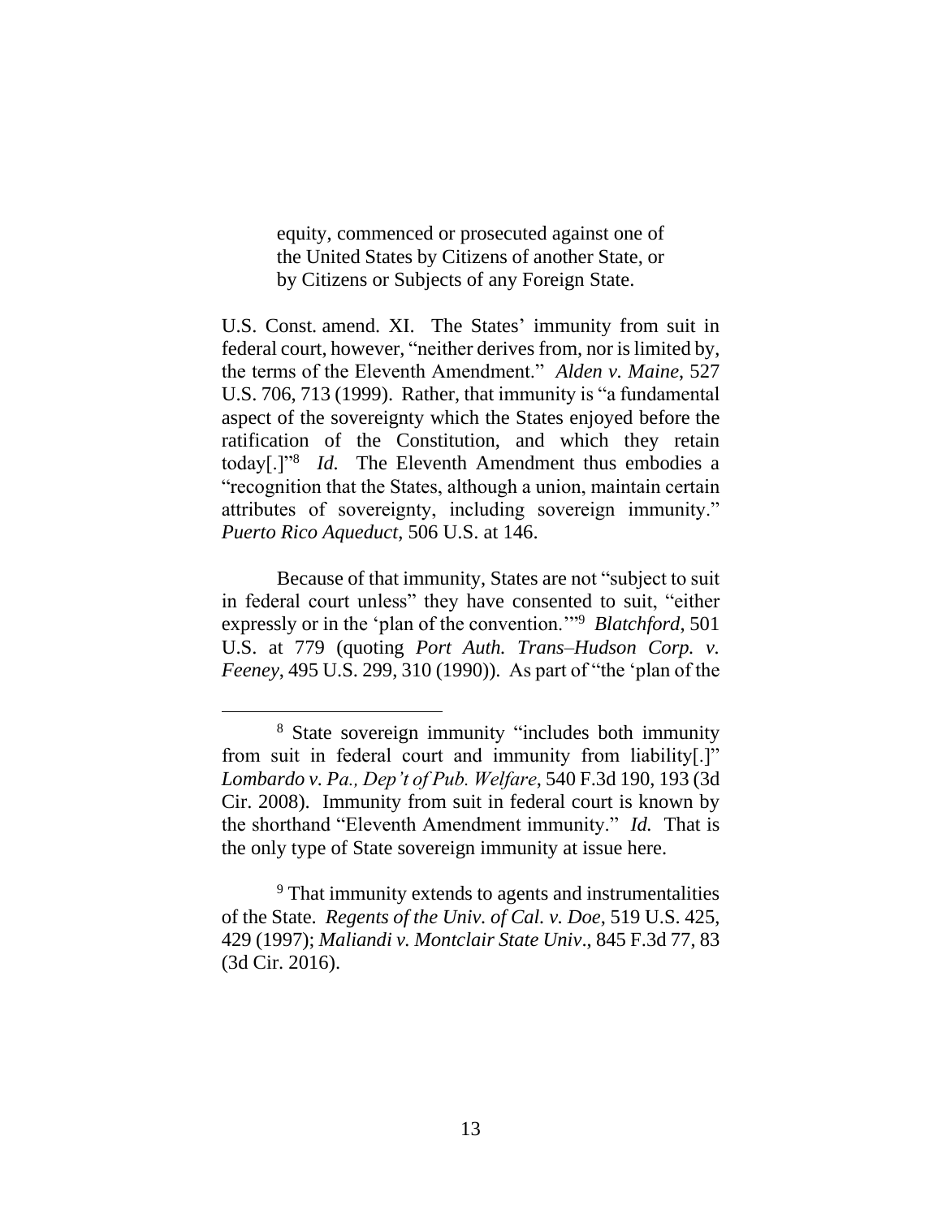> equity, commenced or prosecuted against one of the United States by Citizens of another State, or by Citizens or Subjects of any Foreign State.

U.S. Const. amend. XI. The States' immunity from suit in federal court, however, "neither derives from, nor is limited by, the terms of the Eleventh Amendment." *Alden v. Maine*, 527 U.S. 706, 713 (1999). Rather, that immunity is "a fundamental aspect of the sovereignty which the States enjoyed before the ratification of the Constitution, and which they retain today[.]"[8] *Id.* The Eleventh Amendment thus embodies a "recognition that the States, although a union, maintain certain attributes of sovereignty, including sovereign immunity." *Puerto Rico Aqueduct*, 506 U.S. at 146.

Because of that immunity, States are not "subject to suit in federal court unless" they have consented to suit, "either expressly or in the 'plan of the convention.'"[9] *Blatchford*, 501 U.S. at 779 (quoting *Port Auth. Trans–Hudson Corp. v. Feeney*, 495 U.S. 299, 310 (1990)). As part of "the 'plan of the

---

[8] State sovereign immunity "includes both immunity from suit in federal court and immunity from liability[.]" *Lombardo v. Pa., Dep't of Pub. Welfare*, 540 F.3d 190, 193 (3d Cir. 2008). Immunity from suit in federal court is known by the shorthand "Eleventh Amendment immunity." *Id.* That is the only type of State sovereign immunity at issue here.

[9] That immunity extends to agents and instrumentalities of the State. *Regents of the Univ. of Cal. v. Doe*, 519 U.S. 425, 429 (1997); *Maliandi v. Montclair State Univ.*, 845 F.3d 77, 83 (3d Cir. 2016).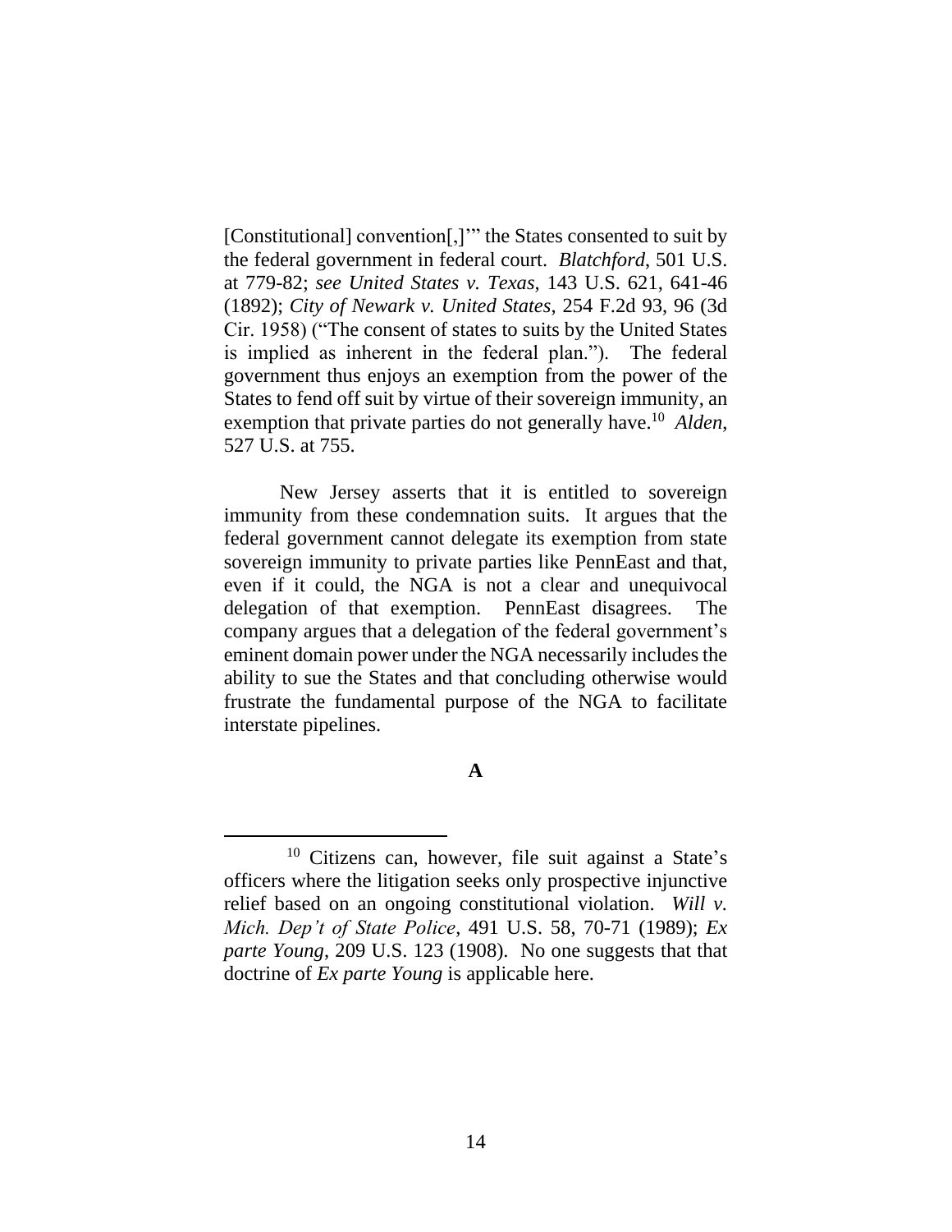[Constitutional] convention[,]'" the States consented to suit by the federal government in federal court. *Blatchford*, 501 U.S. at 779-82; *see United States v. Texas*, 143 U.S. 621, 641-46 (1892); *City of Newark v. United States*, 254 F.2d 93, 96 (3d Cir. 1958) ("The consent of states to suits by the United States is implied as inherent in the federal plan."). The federal government thus enjoys an exemption from the power of the States to fend off suit by virtue of their sovereign immunity, an exemption that private parties do not generally have.[10] *Alden*, 527 U.S. at 755.

New Jersey asserts that it is entitled to sovereign immunity from these condemnation suits. It argues that the federal government cannot delegate its exemption from state sovereign immunity to private parties like PennEast and that, even if it could, the NGA is not a clear and unequivocal delegation of that exemption. PennEast disagrees. The company argues that a delegation of the federal government's eminent domain power under the NGA necessarily includes the ability to sue the States and that concluding otherwise would frustrate the fundamental purpose of the NGA to facilitate interstate pipelines.

**A**

[10] Citizens can, however, file suit against a State's officers where the litigation seeks only prospective injunctive relief based on an ongoing constitutional violation. *Will v. Mich. Dep't of State Police*, 491 U.S. 58, 70-71 (1989); *Ex parte Young*, 209 U.S. 123 (1908). No one suggests that that doctrine of *Ex parte Young* is applicable here.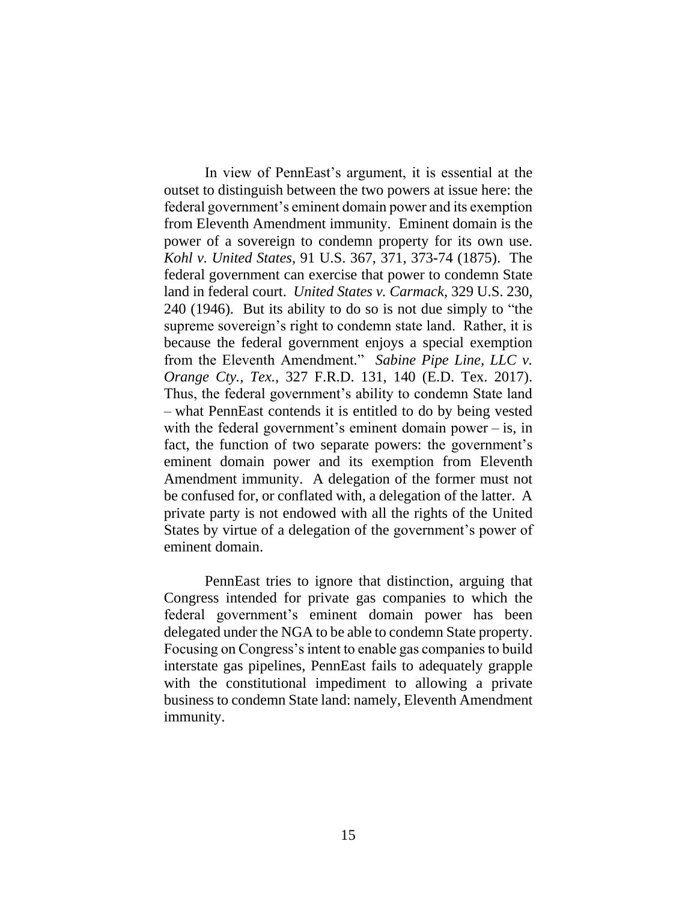In view of PennEast's argument, it is essential at the outset to distinguish between the two powers at issue here: the federal government's eminent domain power and its exemption from Eleventh Amendment immunity. Eminent domain is the power of a sovereign to condemn property for its own use. *Kohl v. United States*, 91 U.S. 367, 371, 373-74 (1875). The federal government can exercise that power to condemn State land in federal court. *United States v. Carmack*, 329 U.S. 230, 240 (1946). But its ability to do so is not due simply to "the supreme sovereign's right to condemn state land. Rather, it is because the federal government enjoys a special exemption from the Eleventh Amendment." *Sabine Pipe Line, LLC v. Orange Cty., Tex.*, 327 F.R.D. 131, 140 (E.D. Tex. 2017). Thus, the federal government's ability to condemn State land – what PennEast contends it is entitled to do by being vested with the federal government's eminent domain power – is, in fact, the function of two separate powers: the government's eminent domain power and its exemption from Eleventh Amendment immunity. A delegation of the former must not be confused for, or conflated with, a delegation of the latter. A private party is not endowed with all the rights of the United States by virtue of a delegation of the government's power of eminent domain.

PennEast tries to ignore that distinction, arguing that Congress intended for private gas companies to which the federal government's eminent domain power has been delegated under the NGA to be able to condemn State property. Focusing on Congress's intent to enable gas companies to build interstate gas pipelines, PennEast fails to adequately grapple with the constitutional impediment to allowing a private business to condemn State land: namely, Eleventh Amendment immunity.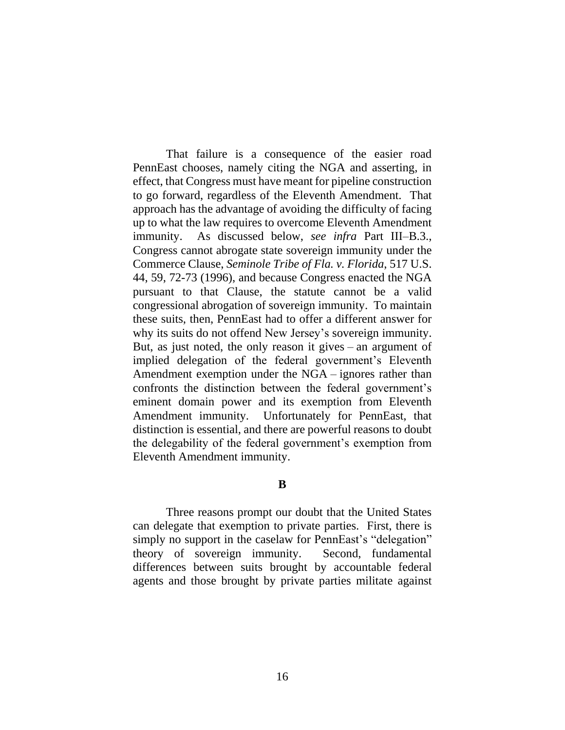That failure is a consequence of the easier road PennEast chooses, namely citing the NGA and asserting, in effect, that Congress must have meant for pipeline construction to go forward, regardless of the Eleventh Amendment. That approach has the advantage of avoiding the difficulty of facing up to what the law requires to overcome Eleventh Amendment immunity. As discussed below, *see infra* Part III–B.3., Congress cannot abrogate state sovereign immunity under the Commerce Clause, *Seminole Tribe of Fla. v. Florida*, 517 U.S. 44, 59, 72-73 (1996), and because Congress enacted the NGA pursuant to that Clause, the statute cannot be a valid congressional abrogation of sovereign immunity. To maintain these suits, then, PennEast had to offer a different answer for why its suits do not offend New Jersey's sovereign immunity. But, as just noted, the only reason it gives – an argument of implied delegation of the federal government's Eleventh Amendment exemption under the NGA – ignores rather than confronts the distinction between the federal government's eminent domain power and its exemption from Eleventh Amendment immunity. Unfortunately for PennEast, that distinction is essential, and there are powerful reasons to doubt the delegability of the federal government's exemption from Eleventh Amendment immunity.

## B

Three reasons prompt our doubt that the United States can delegate that exemption to private parties. First, there is simply no support in the caselaw for PennEast's "delegation" theory of sovereign immunity. Second, fundamental differences between suits brought by accountable federal agents and those brought by private parties militate against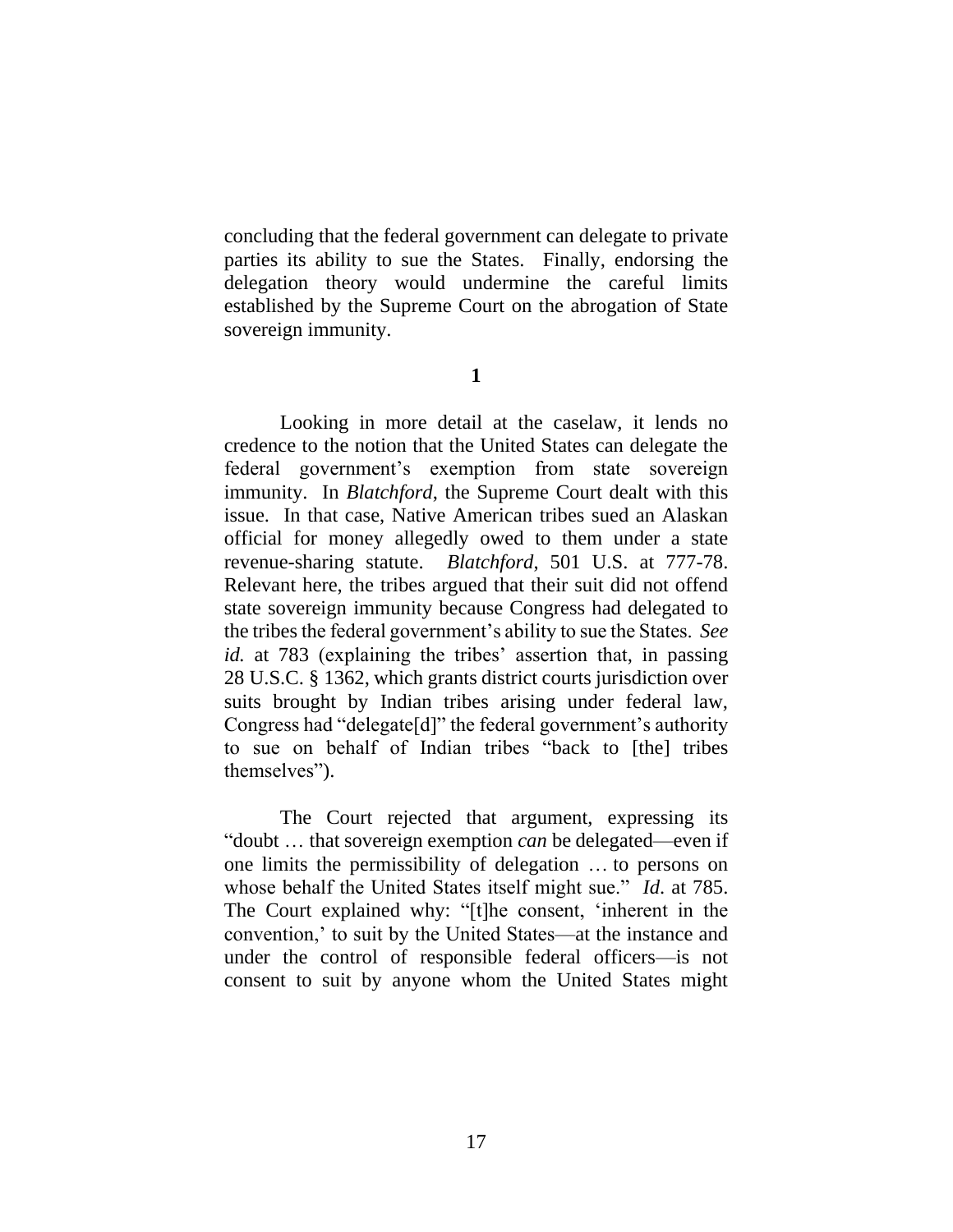concluding that the federal government can delegate to private parties its ability to sue the States. Finally, endorsing the delegation theory would undermine the careful limits established by the Supreme Court on the abrogation of State sovereign immunity.

**1**

Looking in more detail at the caselaw, it lends no credence to the notion that the United States can delegate the federal government's exemption from state sovereign immunity. In *Blatchford*, the Supreme Court dealt with this issue. In that case, Native American tribes sued an Alaskan official for money allegedly owed to them under a state revenue-sharing statute. *Blatchford*, 501 U.S. at 777-78. Relevant here, the tribes argued that their suit did not offend state sovereign immunity because Congress had delegated to the tribes the federal government's ability to sue the States. *See id.* at 783 (explaining the tribes' assertion that, in passing 28 U.S.C. § 1362, which grants district courts jurisdiction over suits brought by Indian tribes arising under federal law, Congress had "delegate[d]" the federal government's authority to sue on behalf of Indian tribes "back to [the] tribes themselves").

The Court rejected that argument, expressing its "doubt … that sovereign exemption *can* be delegated—even if one limits the permissibility of delegation … to persons on whose behalf the United States itself might sue." *Id*. at 785. The Court explained why: "[t]he consent, 'inherent in the convention,' to suit by the United States—at the instance and under the control of responsible federal officers—is not consent to suit by anyone whom the United States might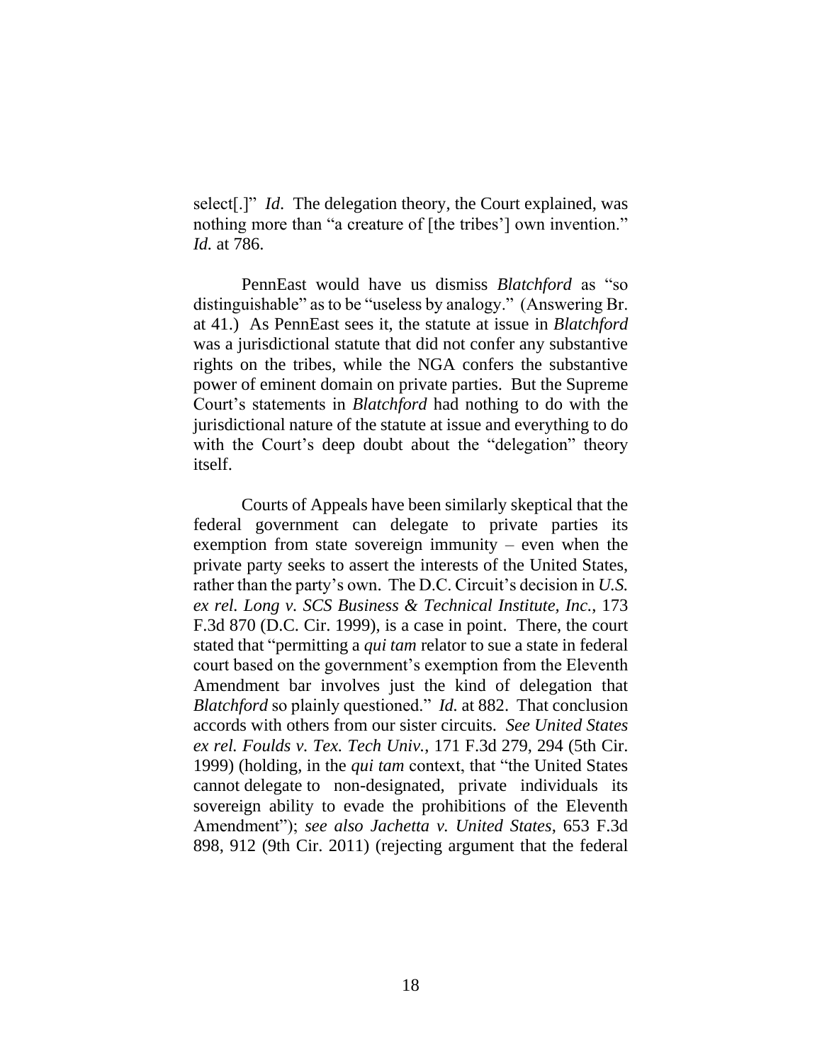select[.]" *Id.* The delegation theory, the Court explained, was nothing more than "a creature of [the tribes'] own invention." *Id.* at 786.

PennEast would have us dismiss *Blatchford* as "so distinguishable" as to be "useless by analogy." (Answering Br. at 41.) As PennEast sees it, the statute at issue in *Blatchford* was a jurisdictional statute that did not confer any substantive rights on the tribes, while the NGA confers the substantive power of eminent domain on private parties. But the Supreme Court's statements in *Blatchford* had nothing to do with the jurisdictional nature of the statute at issue and everything to do with the Court's deep doubt about the "delegation" theory itself.

Courts of Appeals have been similarly skeptical that the federal government can delegate to private parties its exemption from state sovereign immunity – even when the private party seeks to assert the interests of the United States, rather than the party's own. The D.C. Circuit's decision in *U.S. ex rel. Long v. SCS Business & Technical Institute, Inc.*, 173 F.3d 870 (D.C. Cir. 1999), is a case in point. There, the court stated that "permitting a *qui tam* relator to sue a state in federal court based on the government's exemption from the Eleventh Amendment bar involves just the kind of delegation that *Blatchford* so plainly questioned." *Id.* at 882. That conclusion accords with others from our sister circuits. *See United States ex rel. Foulds v. Tex. Tech Univ.*, 171 F.3d 279, 294 (5th Cir. 1999) (holding, in the *qui tam* context, that "the United States cannot delegate to non-designated, private individuals its sovereign ability to evade the prohibitions of the Eleventh Amendment"); *see also Jachetta v. United States*, 653 F.3d 898, 912 (9th Cir. 2011) (rejecting argument that the federal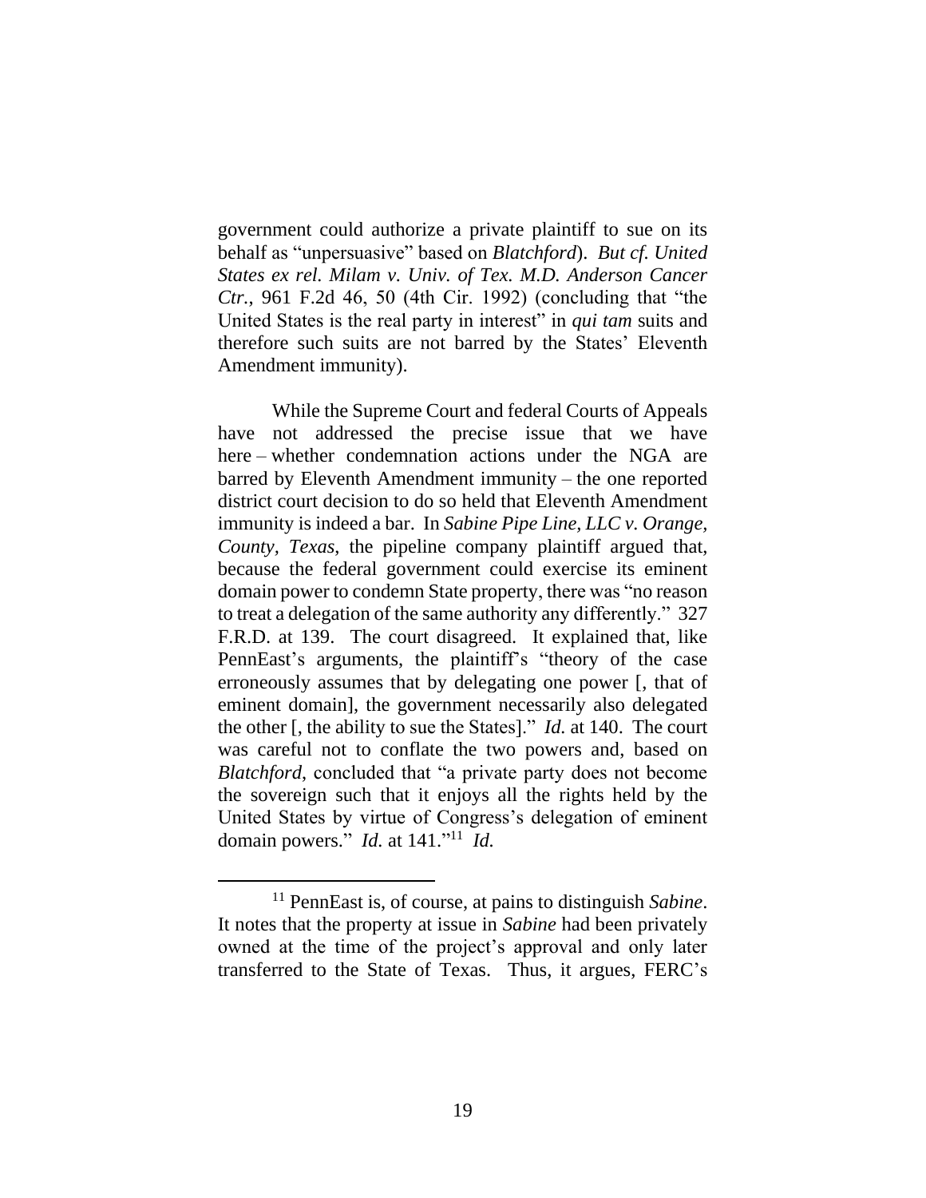government could authorize a private plaintiff to sue on its behalf as "unpersuasive" based on *Blatchford*). *But cf. United States ex rel. Milam v. Univ. of Tex. M.D. Anderson Cancer Ctr.*, 961 F.2d 46, 50 (4th Cir. 1992) (concluding that "the United States is the real party in interest" in *qui tam* suits and therefore such suits are not barred by the States' Eleventh Amendment immunity).

While the Supreme Court and federal Courts of Appeals have not addressed the precise issue that we have here – whether condemnation actions under the NGA are barred by Eleventh Amendment immunity – the one reported district court decision to do so held that Eleventh Amendment immunity is indeed a bar. In *Sabine Pipe Line, LLC v. Orange, County, Texas*, the pipeline company plaintiff argued that, because the federal government could exercise its eminent domain power to condemn State property, there was "no reason to treat a delegation of the same authority any differently." 327 F.R.D. at 139. The court disagreed. It explained that, like PennEast's arguments, the plaintiff's "theory of the case erroneously assumes that by delegating one power [, that of eminent domain], the government necessarily also delegated the other [, the ability to sue the States]." *Id.* at 140. The court was careful not to conflate the two powers and, based on *Blatchford*, concluded that "a private party does not become the sovereign such that it enjoys all the rights held by the United States by virtue of Congress's delegation of eminent domain powers." *Id.* at 141."[11] *Id.*

[11] PennEast is, of course, at pains to distinguish *Sabine*. It notes that the property at issue in *Sabine* had been privately owned at the time of the project's approval and only later transferred to the State of Texas. Thus, it argues, FERC's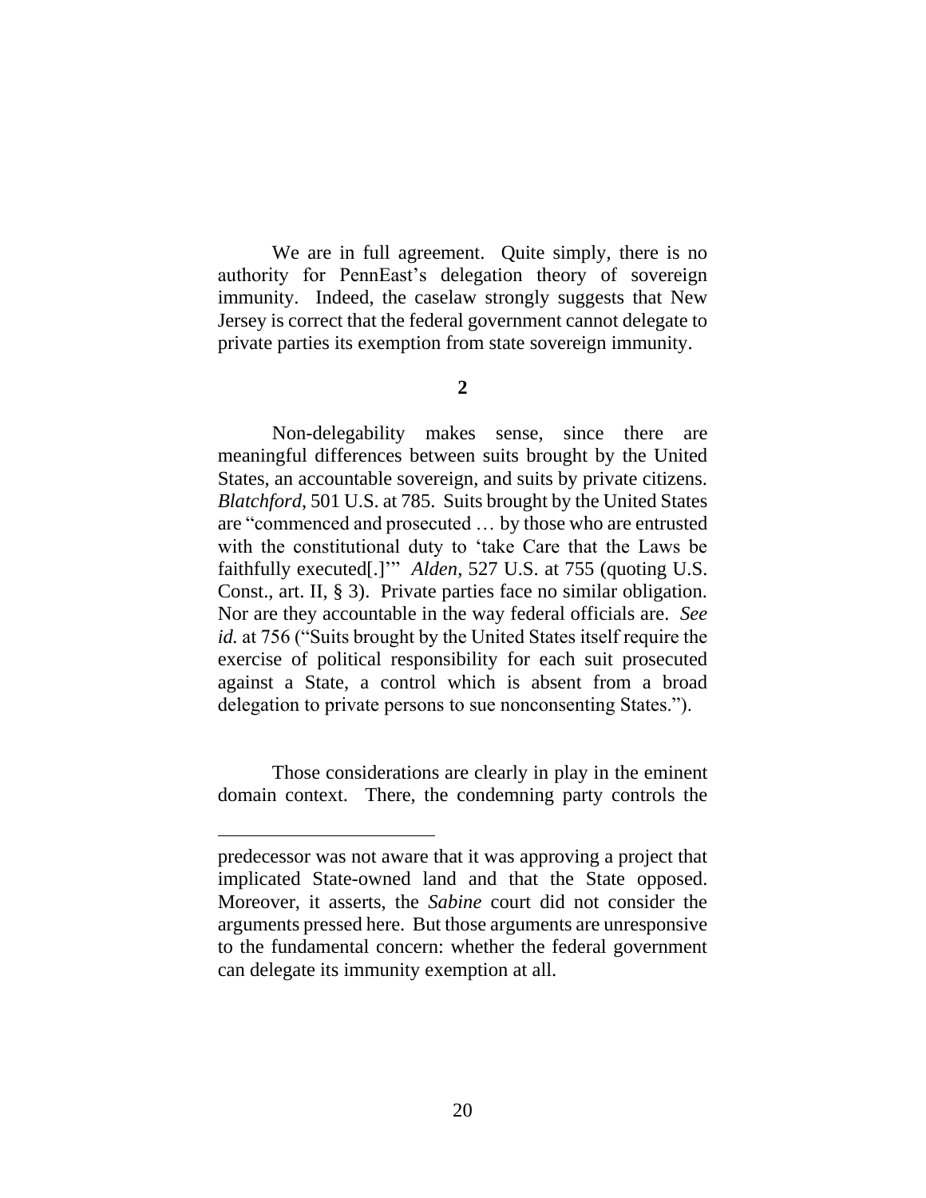We are in full agreement. Quite simply, there is no authority for PennEast's delegation theory of sovereign immunity. Indeed, the caselaw strongly suggests that New Jersey is correct that the federal government cannot delegate to private parties its exemption from state sovereign immunity.

**2**

Non-delegability makes sense, since there are meaningful differences between suits brought by the United States, an accountable sovereign, and suits by private citizens. *Blatchford*, 501 U.S. at 785. Suits brought by the United States are "commenced and prosecuted … by those who are entrusted with the constitutional duty to 'take Care that the Laws be faithfully executed[.]'" *Alden*, 527 U.S. at 755 (quoting U.S. Const., art. II, § 3). Private parties face no similar obligation. Nor are they accountable in the way federal officials are. *See id.* at 756 ("Suits brought by the United States itself require the exercise of political responsibility for each suit prosecuted against a State, a control which is absent from a broad delegation to private persons to sue nonconsenting States.").

Those considerations are clearly in play in the eminent domain context. There, the condemning party controls the

---

predecessor was not aware that it was approving a project that implicated State-owned land and that the State opposed. Moreover, it asserts, the *Sabine* court did not consider the arguments pressed here. But those arguments are unresponsive to the fundamental concern: whether the federal government can delegate its immunity exemption at all.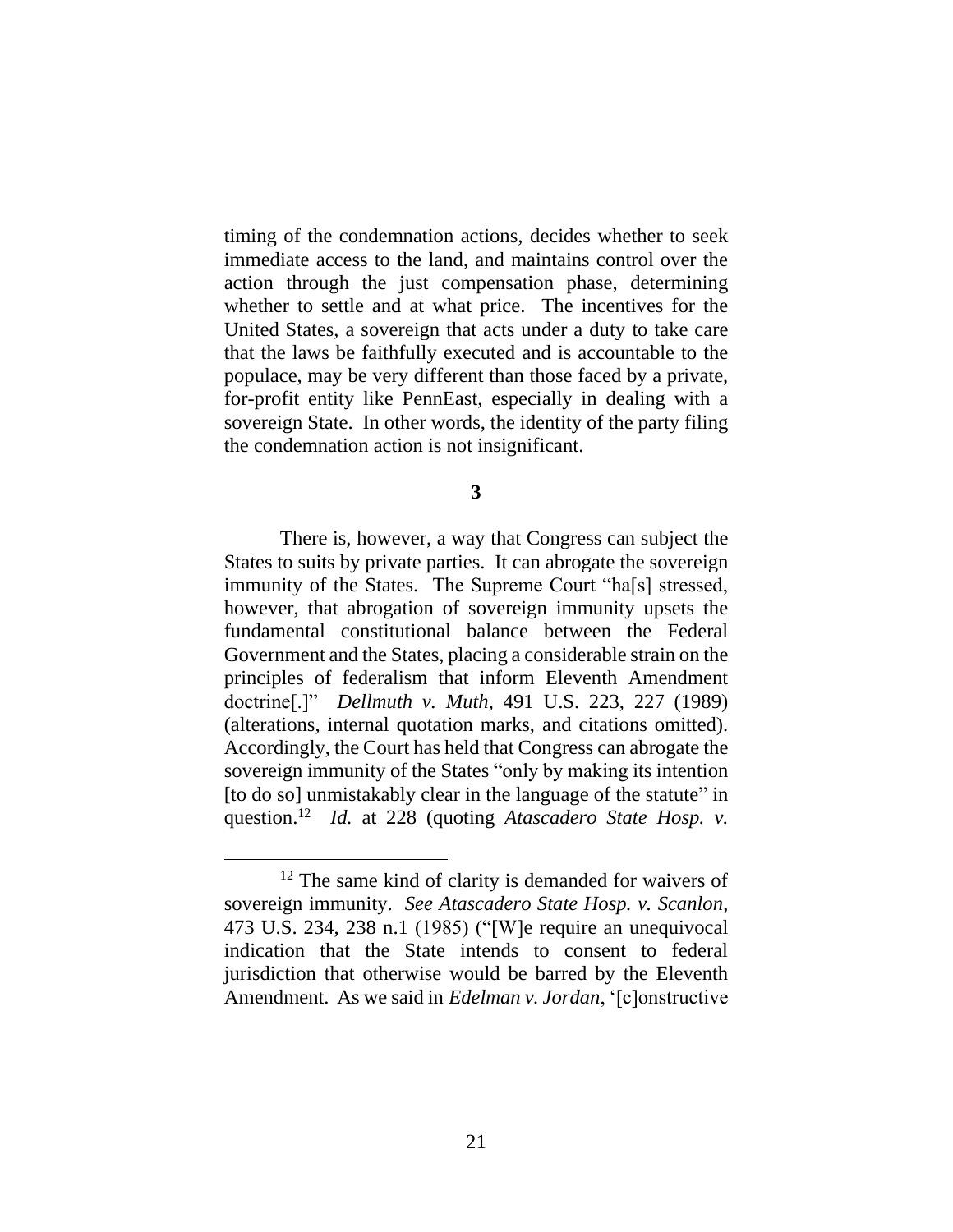timing of the condemnation actions, decides whether to seek immediate access to the land, and maintains control over the action through the just compensation phase, determining whether to settle and at what price. The incentives for the United States, a sovereign that acts under a duty to take care that the laws be faithfully executed and is accountable to the populace, may be very different than those faced by a private, for-profit entity like PennEast, especially in dealing with a sovereign State. In other words, the identity of the party filing the condemnation action is not insignificant.

**3**

There is, however, a way that Congress can subject the States to suits by private parties. It can abrogate the sovereign immunity of the States. The Supreme Court "ha[s] stressed, however, that abrogation of sovereign immunity upsets the fundamental constitutional balance between the Federal Government and the States, placing a considerable strain on the principles of federalism that inform Eleventh Amendment doctrine[.]" *Dellmuth v. Muth*, 491 U.S. 223, 227 (1989) (alterations, internal quotation marks, and citations omitted). Accordingly, the Court has held that Congress can abrogate the sovereign immunity of the States "only by making its intention [to do so] unmistakably clear in the language of the statute" in question.[12] *Id.* at 228 (quoting *Atascadero State Hosp. v.*

[12] The same kind of clarity is demanded for waivers of sovereign immunity. *See Atascadero State Hosp. v. Scanlon*, 473 U.S. 234, 238 n.1 (1985) ("[W]e require an unequivocal indication that the State intends to consent to federal jurisdiction that otherwise would be barred by the Eleventh Amendment. As we said in *Edelman v. Jordan*, '[c]onstructive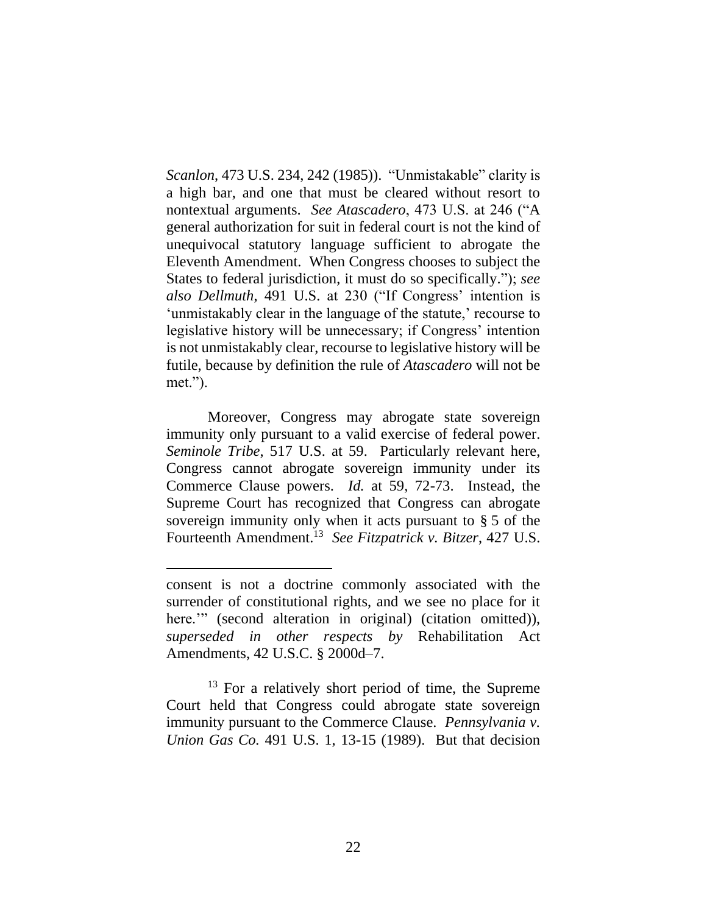*Scanlon*, 473 U.S. 234, 242 (1985)). "Unmistakable" clarity is a high bar, and one that must be cleared without resort to nontextual arguments. *See Atascadero*, 473 U.S. at 246 ("A general authorization for suit in federal court is not the kind of unequivocal statutory language sufficient to abrogate the Eleventh Amendment. When Congress chooses to subject the States to federal jurisdiction, it must do so specifically."); *see also Dellmuth*, 491 U.S. at 230 ("If Congress' intention is 'unmistakably clear in the language of the statute,' recourse to legislative history will be unnecessary; if Congress' intention is not unmistakably clear, recourse to legislative history will be futile, because by definition the rule of *Atascadero* will not be met.").

Moreover, Congress may abrogate state sovereign immunity only pursuant to a valid exercise of federal power. *Seminole Tribe*, 517 U.S. at 59. Particularly relevant here, Congress cannot abrogate sovereign immunity under its Commerce Clause powers. *Id.* at 59, 72-73. Instead, the Supreme Court has recognized that Congress can abrogate sovereign immunity only when it acts pursuant to § 5 of the Fourteenth Amendment.[13] *See Fitzpatrick v. Bitzer*, 427 U.S.

---

consent is not a doctrine commonly associated with the surrender of constitutional rights, and we see no place for it here.'" (second alteration in original) (citation omitted)), *superseded in other respects by* Rehabilitation Act Amendments, 42 U.S.C. § 2000d–7.

[13] For a relatively short period of time, the Supreme Court held that Congress could abrogate state sovereign immunity pursuant to the Commerce Clause. *Pennsylvania v. Union Gas Co.* 491 U.S. 1, 13-15 (1989). But that decision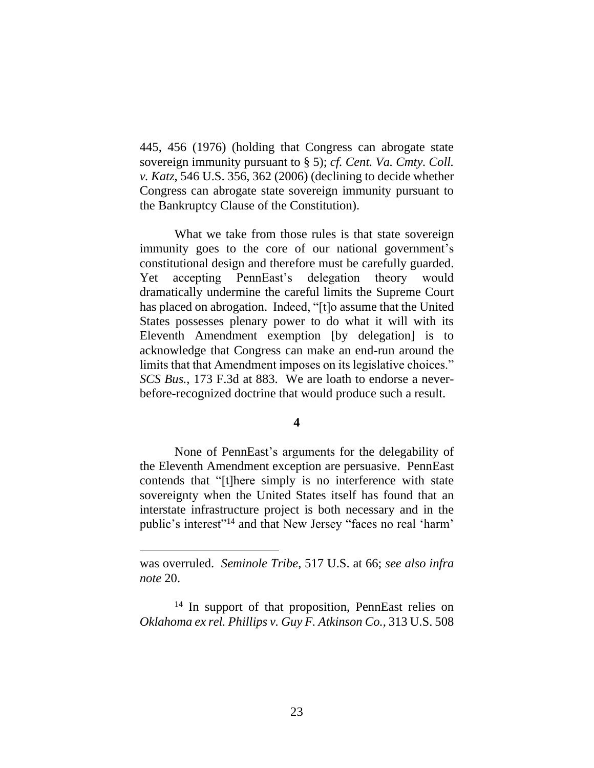445, 456 (1976) (holding that Congress can abrogate state sovereign immunity pursuant to § 5); *cf. Cent. Va. Cmty. Coll. v. Katz*, 546 U.S. 356, 362 (2006) (declining to decide whether Congress can abrogate state sovereign immunity pursuant to the Bankruptcy Clause of the Constitution).

What we take from those rules is that state sovereign immunity goes to the core of our national government's constitutional design and therefore must be carefully guarded. Yet accepting PennEast's delegation theory would dramatically undermine the careful limits the Supreme Court has placed on abrogation. Indeed, "[t]o assume that the United States possesses plenary power to do what it will with its Eleventh Amendment exemption [by delegation] is to acknowledge that Congress can make an end-run around the limits that that Amendment imposes on its legislative choices." *SCS Bus.*, 173 F.3d at 883. We are loath to endorse a never-before-recognized doctrine that would produce such a result.

**4**

None of PennEast's arguments for the delegability of the Eleventh Amendment exception are persuasive. PennEast contends that "[t]here simply is no interference with state sovereignty when the United States itself has found that an interstate infrastructure project is both necessary and in the public's interest"[14] and that New Jersey "faces no real 'harm'

---

was overruled. *Seminole Tribe*, 517 U.S. at 66; *see also infra note* 20.

[14] In support of that proposition, PennEast relies on *Oklahoma ex rel. Phillips v. Guy F. Atkinson Co.*, 313 U.S. 508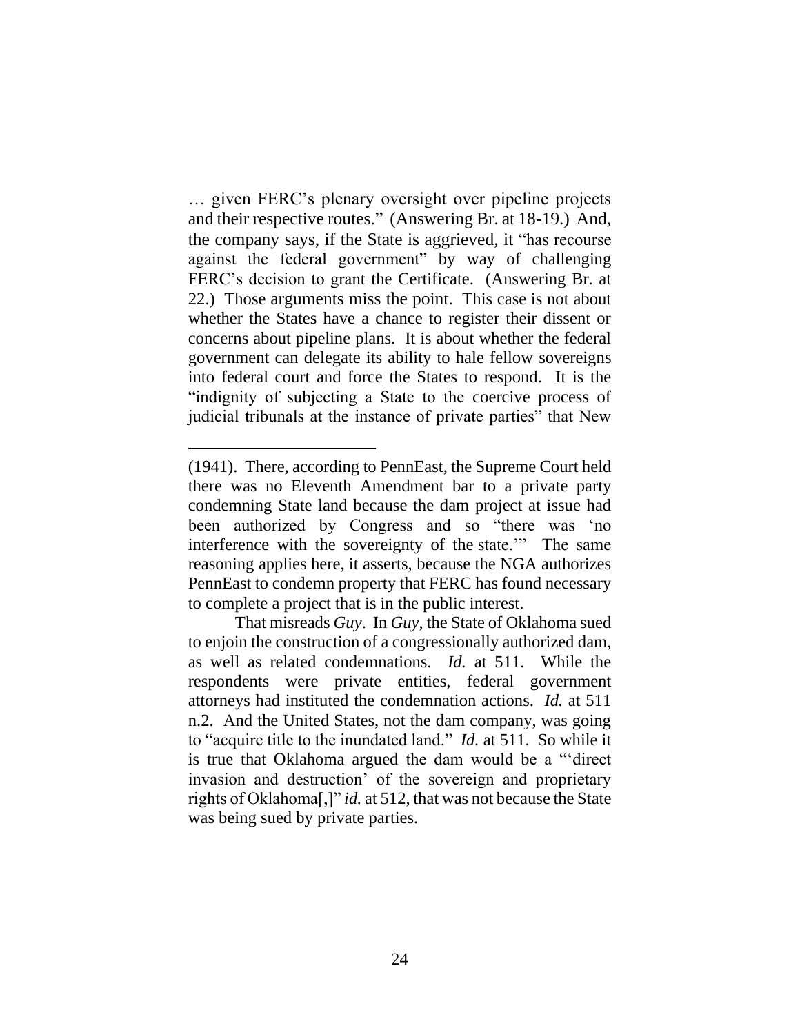… given FERC's plenary oversight over pipeline projects and their respective routes." (Answering Br. at 18-19.) And, the company says, if the State is aggrieved, it "has recourse against the federal government" by way of challenging FERC's decision to grant the Certificate. (Answering Br. at 22.) Those arguments miss the point. This case is not about whether the States have a chance to register their dissent or concerns about pipeline plans. It is about whether the federal government can delegate its ability to hale fellow sovereigns into federal court and force the States to respond. It is the "indignity of subjecting a State to the coercive process of judicial tribunals at the instance of private parties" that New

---

(1941). There, according to PennEast, the Supreme Court held there was no Eleventh Amendment bar to a private party condemning State land because the dam project at issue had been authorized by Congress and so "there was 'no interference with the sovereignty of the state.'" The same reasoning applies here, it asserts, because the NGA authorizes PennEast to condemn property that FERC has found necessary to complete a project that is in the public interest.

That misreads *Guy*. In *Guy*, the State of Oklahoma sued to enjoin the construction of a congressionally authorized dam, as well as related condemnations. *Id.* at 511. While the respondents were private entities, federal government attorneys had instituted the condemnation actions. *Id.* at 511 n.2. And the United States, not the dam company, was going to "acquire title to the inundated land." *Id.* at 511. So while it is true that Oklahoma argued the dam would be a "'direct invasion and destruction' of the sovereign and proprietary rights of Oklahoma[,]" *id.* at 512, that was not because the State was being sued by private parties.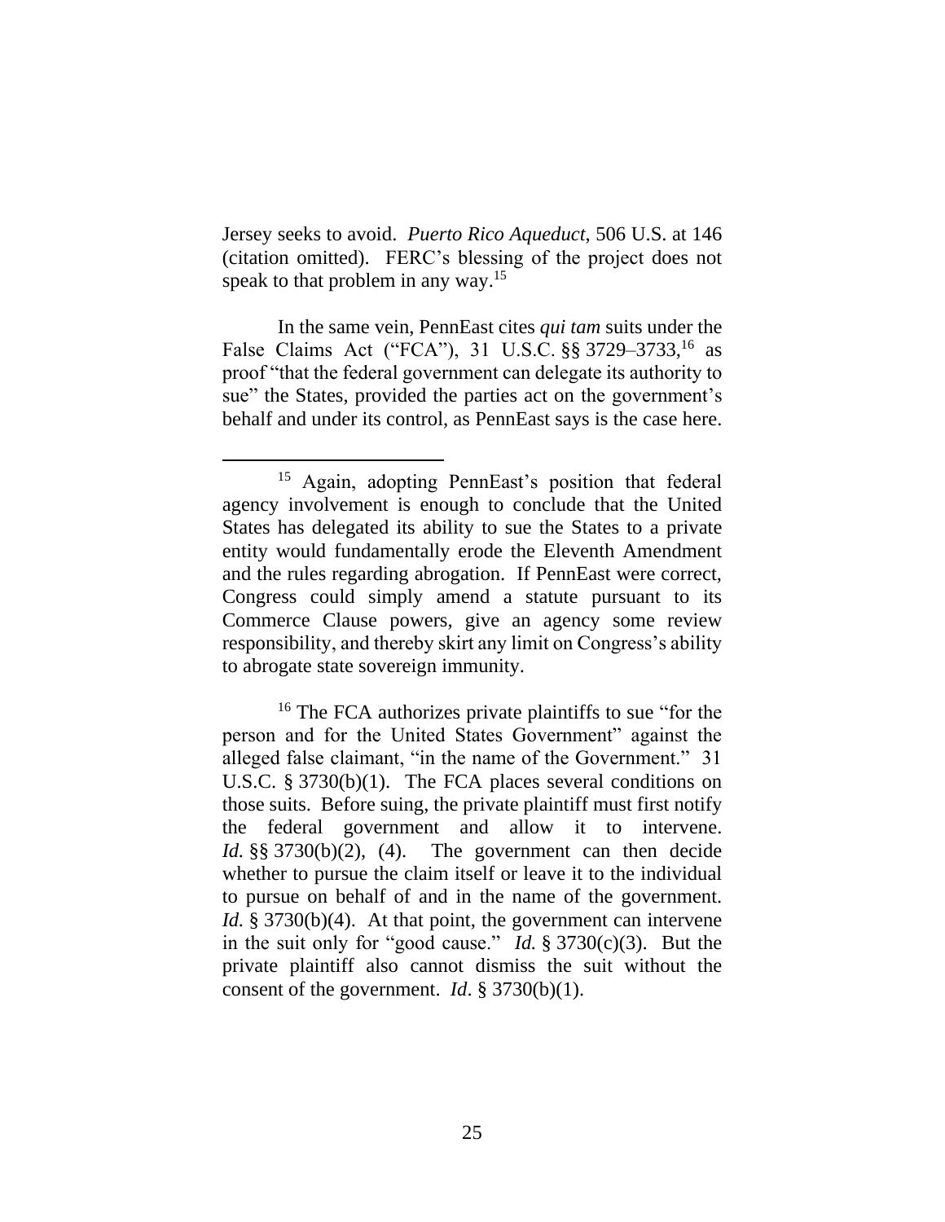Jersey seeks to avoid. *Puerto Rico Aqueduct*, 506 U.S. at 146 (citation omitted). FERC's blessing of the project does not speak to that problem in any way.[15]

In the same vein, PennEast cites *qui tam* suits under the False Claims Act ("FCA"), 31 U.S.C. §§ 3729–3733,[16] as proof "that the federal government can delegate its authority to sue" the States, provided the parties act on the government's behalf and under its control, as PennEast says is the case here.

---

[15] Again, adopting PennEast's position that federal agency involvement is enough to conclude that the United States has delegated its ability to sue the States to a private entity would fundamentally erode the Eleventh Amendment and the rules regarding abrogation. If PennEast were correct, Congress could simply amend a statute pursuant to its Commerce Clause powers, give an agency some review responsibility, and thereby skirt any limit on Congress's ability to abrogate state sovereign immunity.

[16] The FCA authorizes private plaintiffs to sue "for the person and for the United States Government" against the alleged false claimant, "in the name of the Government." 31 U.S.C. § 3730(b)(1). The FCA places several conditions on those suits. Before suing, the private plaintiff must first notify the federal government and allow it to intervene. *Id.* §§ 3730(b)(2), (4). The government can then decide whether to pursue the claim itself or leave it to the individual to pursue on behalf of and in the name of the government. *Id.* § 3730(b)(4). At that point, the government can intervene in the suit only for "good cause." *Id.* § 3730(c)(3). But the private plaintiff also cannot dismiss the suit without the consent of the government. *Id*. § 3730(b)(1).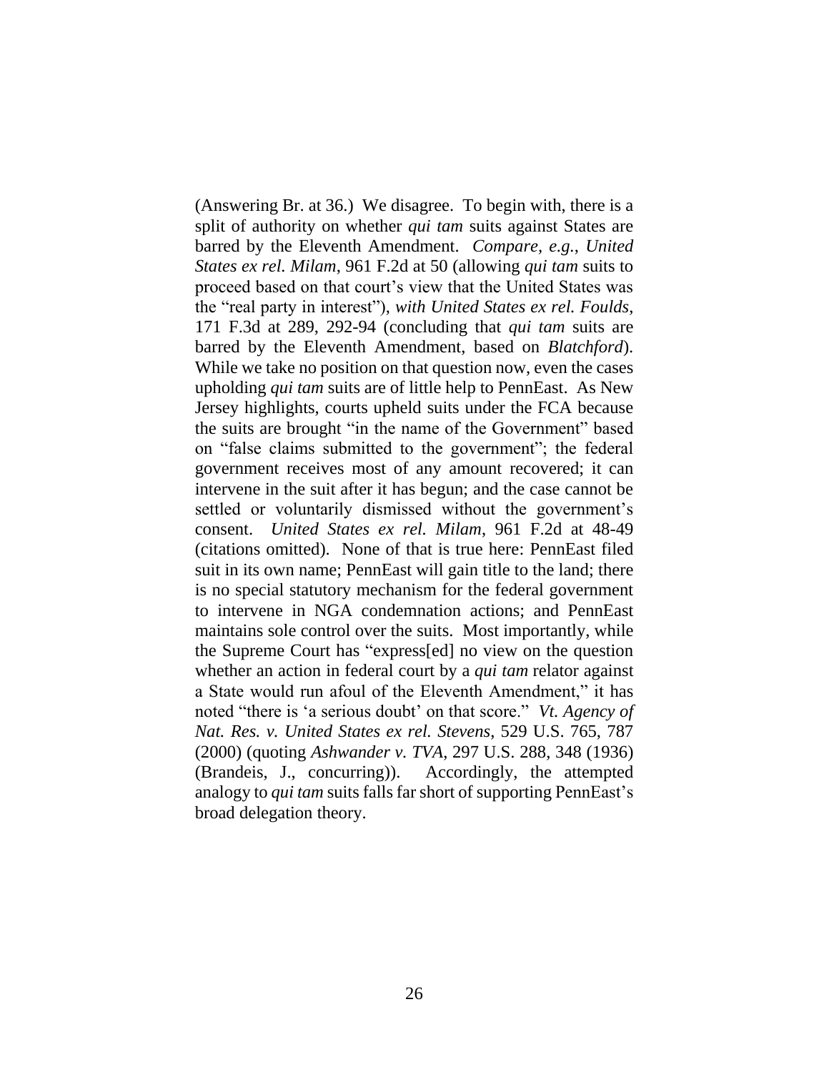(Answering Br. at 36.) We disagree. To begin with, there is a split of authority on whether *qui tam* suits against States are barred by the Eleventh Amendment. *Compare, e.g.*, *United States ex rel. Milam*, 961 F.2d at 50 (allowing *qui tam* suits to proceed based on that court's view that the United States was the "real party in interest"), *with United States ex rel. Foulds*, 171 F.3d at 289, 292-94 (concluding that *qui tam* suits are barred by the Eleventh Amendment, based on *Blatchford*). While we take no position on that question now, even the cases upholding *qui tam* suits are of little help to PennEast. As New Jersey highlights, courts upheld suits under the FCA because the suits are brought "in the name of the Government" based on "false claims submitted to the government"; the federal government receives most of any amount recovered; it can intervene in the suit after it has begun; and the case cannot be settled or voluntarily dismissed without the government's consent. *United States ex rel. Milam*, 961 F.2d at 48-49 (citations omitted). None of that is true here: PennEast filed suit in its own name; PennEast will gain title to the land; there is no special statutory mechanism for the federal government to intervene in NGA condemnation actions; and PennEast maintains sole control over the suits. Most importantly, while the Supreme Court has "express[ed] no view on the question whether an action in federal court by a *qui tam* relator against a State would run afoul of the Eleventh Amendment," it has noted "there is 'a serious doubt' on that score." *Vt. Agency of Nat. Res. v. United States ex rel. Stevens*, 529 U.S. 765, 787 (2000) (quoting *Ashwander v. TVA*, 297 U.S. 288, 348 (1936) (Brandeis, J., concurring)). Accordingly, the attempted analogy to *qui tam* suits falls far short of supporting PennEast's broad delegation theory.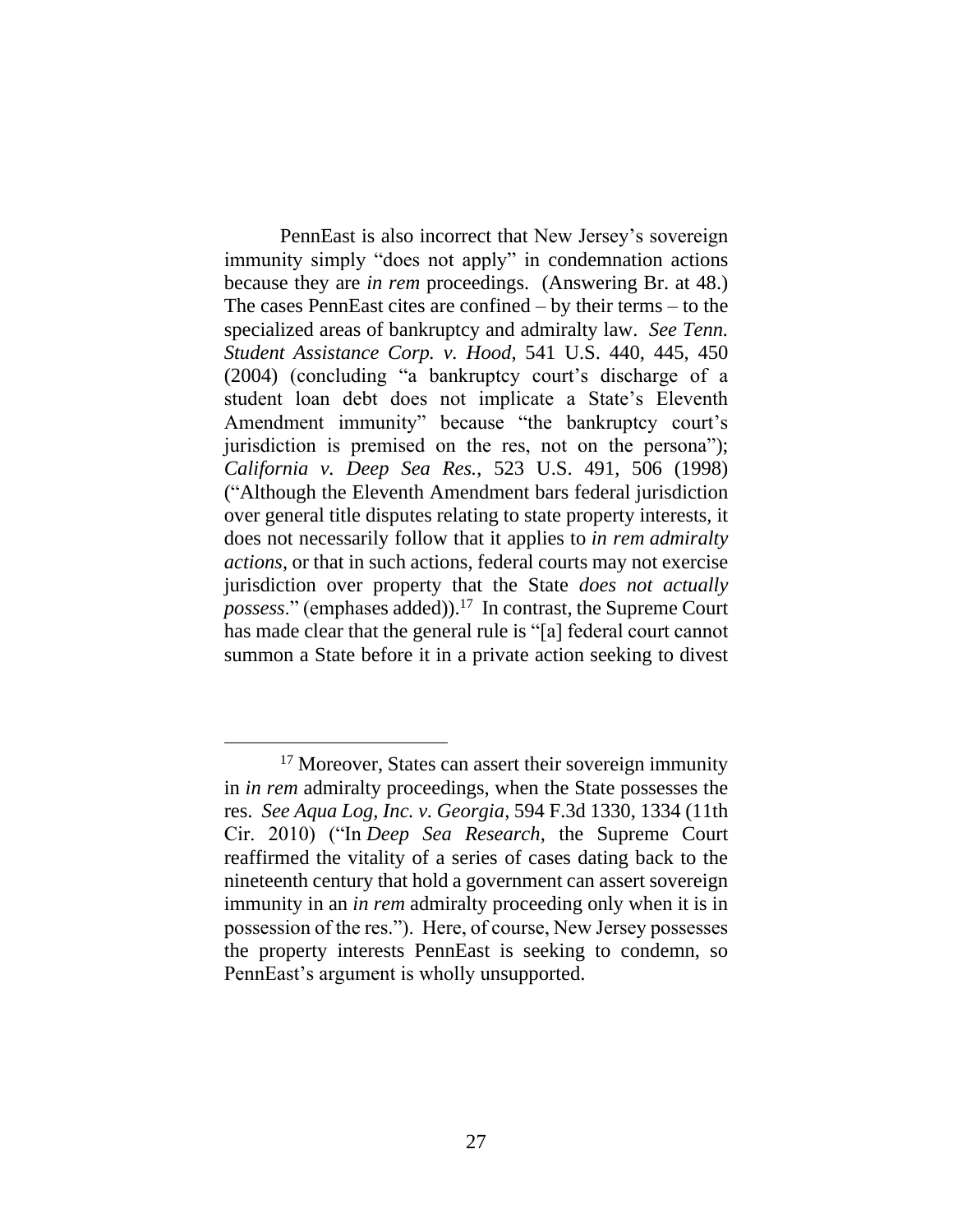PennEast is also incorrect that New Jersey's sovereign immunity simply "does not apply" in condemnation actions because they are *in rem* proceedings. (Answering Br. at 48.) The cases PennEast cites are confined – by their terms – to the specialized areas of bankruptcy and admiralty law. *See Tenn. Student Assistance Corp. v. Hood*, 541 U.S. 440, 445, 450 (2004) (concluding "a bankruptcy court's discharge of a student loan debt does not implicate a State's Eleventh Amendment immunity" because "the bankruptcy court's jurisdiction is premised on the res, not on the persona"); *California v. Deep Sea Res.*, 523 U.S. 491, 506 (1998) ("Although the Eleventh Amendment bars federal jurisdiction over general title disputes relating to state property interests, it does not necessarily follow that it applies to *in rem admiralty actions*, or that in such actions, federal courts may not exercise jurisdiction over property that the State *does not actually possess*." (emphases added)).[17] In contrast, the Supreme Court has made clear that the general rule is "[a] federal court cannot summon a State before it in a private action seeking to divest

---

[17] Moreover, States can assert their sovereign immunity in *in rem* admiralty proceedings, when the State possesses the res. *See Aqua Log, Inc. v. Georgia*, 594 F.3d 1330, 1334 (11th Cir. 2010) ("In *Deep Sea Research*, the Supreme Court reaffirmed the vitality of a series of cases dating back to the nineteenth century that hold a government can assert sovereign immunity in an *in rem* admiralty proceeding only when it is in possession of the res."). Here, of course, New Jersey possesses the property interests PennEast is seeking to condemn, so PennEast's argument is wholly unsupported.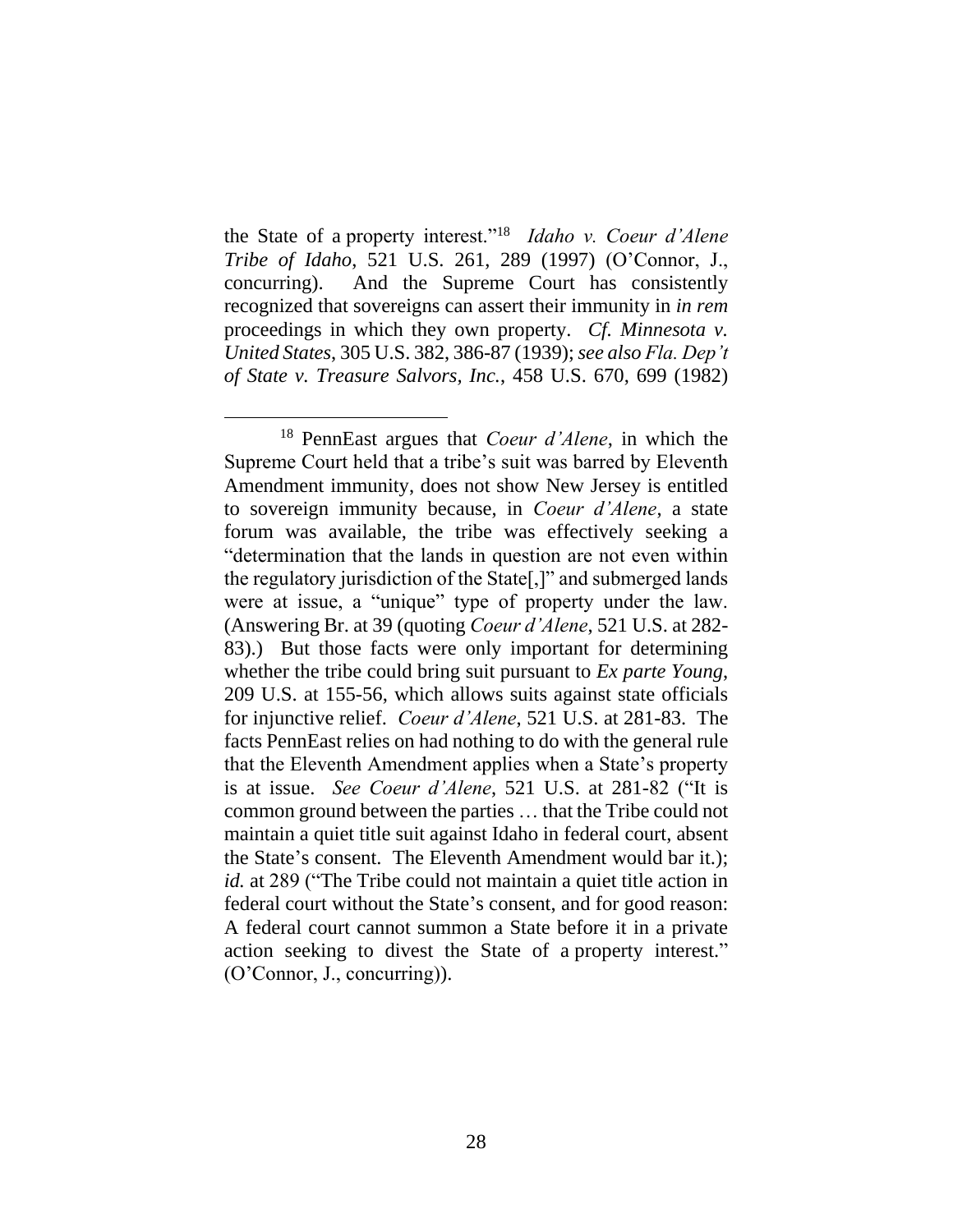the State of a property interest."[18] *Idaho v. Coeur d'Alene Tribe of Idaho*, 521 U.S. 261, 289 (1997) (O'Connor, J., concurring). And the Supreme Court has consistently recognized that sovereigns can assert their immunity in *in rem* proceedings in which they own property. *Cf. Minnesota v. United States*, 305 U.S. 382, 386-87 (1939); *see also Fla. Dep't of State v. Treasure Salvors, Inc.*, 458 U.S. 670, 699 (1982)

[18] PennEast argues that *Coeur d'Alene*, in which the Supreme Court held that a tribe's suit was barred by Eleventh Amendment immunity, does not show New Jersey is entitled to sovereign immunity because, in *Coeur d'Alene*, a state forum was available, the tribe was effectively seeking a "determination that the lands in question are not even within the regulatory jurisdiction of the State[,]" and submerged lands were at issue, a "unique" type of property under the law. (Answering Br. at 39 (quoting *Coeur d'Alene*, 521 U.S. at 282-83).) But those facts were only important for determining whether the tribe could bring suit pursuant to *Ex parte Young*, 209 U.S. at 155-56, which allows suits against state officials for injunctive relief. *Coeur d'Alene*, 521 U.S. at 281-83. The facts PennEast relies on had nothing to do with the general rule that the Eleventh Amendment applies when a State's property is at issue. *See Coeur d'Alene*, 521 U.S. at 281-82 ("It is common ground between the parties … that the Tribe could not maintain a quiet title suit against Idaho in federal court, absent the State's consent. The Eleventh Amendment would bar it.); *id.* at 289 ("The Tribe could not maintain a quiet title action in federal court without the State's consent, and for good reason: A federal court cannot summon a State before it in a private action seeking to divest the State of a property interest." (O'Connor, J., concurring)).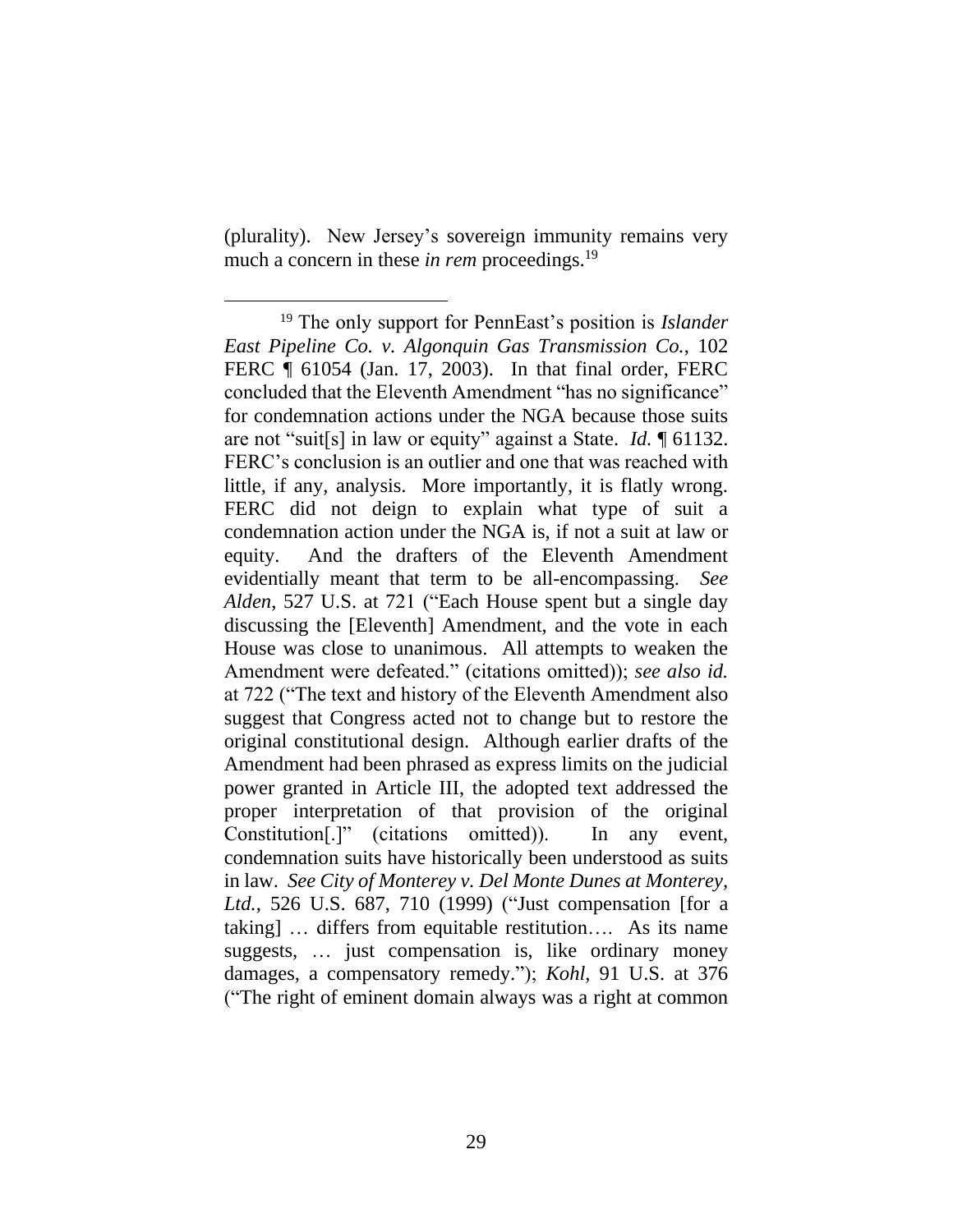(plurality). New Jersey's sovereign immunity remains very much a concern in these *in rem* proceedings.[19]

---

[19] The only support for PennEast's position is *Islander East Pipeline Co. v. Algonquin Gas Transmission Co.*, 102 FERC ¶ 61054 (Jan. 17, 2003). In that final order, FERC concluded that the Eleventh Amendment "has no significance" for condemnation actions under the NGA because those suits are not "suit[s] in law or equity" against a State. *Id.* ¶ 61132. FERC's conclusion is an outlier and one that was reached with little, if any, analysis. More importantly, it is flatly wrong. FERC did not deign to explain what type of suit a condemnation action under the NGA is, if not a suit at law or equity. And the drafters of the Eleventh Amendment evidentially meant that term to be all-encompassing. *See Alden*, 527 U.S. at 721 ("Each House spent but a single day discussing the [Eleventh] Amendment, and the vote in each House was close to unanimous. All attempts to weaken the Amendment were defeated." (citations omitted)); *see also id.* at 722 ("The text and history of the Eleventh Amendment also suggest that Congress acted not to change but to restore the original constitutional design. Although earlier drafts of the Amendment had been phrased as express limits on the judicial power granted in Article III, the adopted text addressed the proper interpretation of that provision of the original Constitution[.]" (citations omitted)). In any event, condemnation suits have historically been understood as suits in law. *See City of Monterey v. Del Monte Dunes at Monterey, Ltd.*, 526 U.S. 687, 710 (1999) ("Just compensation [for a taking] … differs from equitable restitution…. As its name suggests, … just compensation is, like ordinary money damages, a compensatory remedy."); *Kohl*, 91 U.S. at 376 ("The right of eminent domain always was a right at common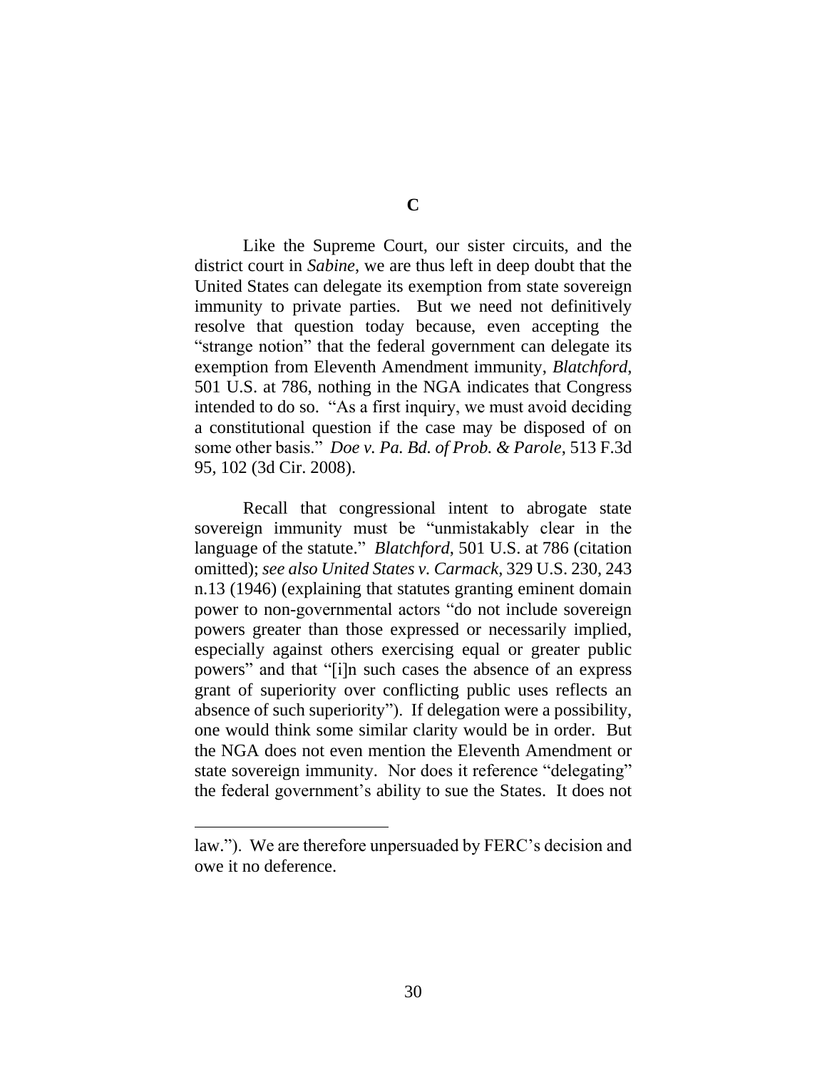**C**

Like the Supreme Court, our sister circuits, and the district court in *Sabine*, we are thus left in deep doubt that the United States can delegate its exemption from state sovereign immunity to private parties. But we need not definitively resolve that question today because, even accepting the "strange notion" that the federal government can delegate its exemption from Eleventh Amendment immunity, *Blatchford*, 501 U.S. at 786, nothing in the NGA indicates that Congress intended to do so. "As a first inquiry, we must avoid deciding a constitutional question if the case may be disposed of on some other basis." *Doe v. Pa. Bd. of Prob. & Parole*, 513 F.3d 95, 102 (3d Cir. 2008).

Recall that congressional intent to abrogate state sovereign immunity must be "unmistakably clear in the language of the statute." *Blatchford*, 501 U.S. at 786 (citation omitted); *see also United States v. Carmack*, 329 U.S. 230, 243 n.13 (1946) (explaining that statutes granting eminent domain power to non-governmental actors "do not include sovereign powers greater than those expressed or necessarily implied, especially against others exercising equal or greater public powers" and that "[i]n such cases the absence of an express grant of superiority over conflicting public uses reflects an absence of such superiority"). If delegation were a possibility, one would think some similar clarity would be in order. But the NGA does not even mention the Eleventh Amendment or state sovereign immunity. Nor does it reference "delegating" the federal government's ability to sue the States. It does not

---

law."). We are therefore unpersuaded by FERC's decision and owe it no deference.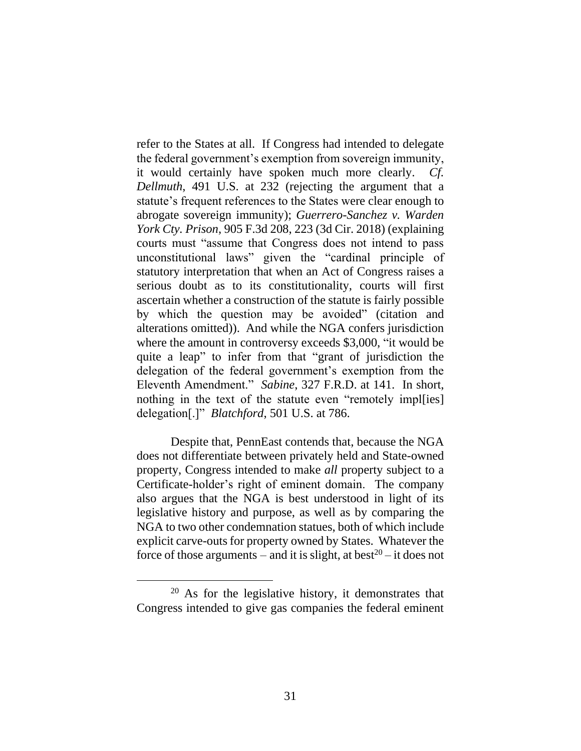refer to the States at all. If Congress had intended to delegate the federal government's exemption from sovereign immunity, it would certainly have spoken much more clearly. *Cf. Dellmuth*, 491 U.S. at 232 (rejecting the argument that a statute's frequent references to the States were clear enough to abrogate sovereign immunity); *Guerrero-Sanchez v. Warden York Cty. Prison*, 905 F.3d 208, 223 (3d Cir. 2018) (explaining courts must "assume that Congress does not intend to pass unconstitutional laws" given the "cardinal principle of statutory interpretation that when an Act of Congress raises a serious doubt as to its constitutionality, courts will first ascertain whether a construction of the statute is fairly possible by which the question may be avoided" (citation and alterations omitted)). And while the NGA confers jurisdiction where the amount in controversy exceeds $3,000, "it would be quite a leap" to infer from that "grant of jurisdiction the delegation of the federal government's exemption from the Eleventh Amendment." *Sabine*, 327 F.R.D. at 141. In short, nothing in the text of the statute even "remotely impl[ies] delegation[.]" *Blatchford*, 501 U.S. at 786.

Despite that, PennEast contends that, because the NGA does not differentiate between privately held and State-owned property, Congress intended to make *all* property subject to a Certificate-holder's right of eminent domain. The company also argues that the NGA is best understood in light of its legislative history and purpose, as well as by comparing the NGA to two other condemnation statues, both of which include explicit carve-outs for property owned by States. Whatever the force of those arguments – and it is slight, at best[20] – it does not

[20] As for the legislative history, it demonstrates that Congress intended to give gas companies the federal eminent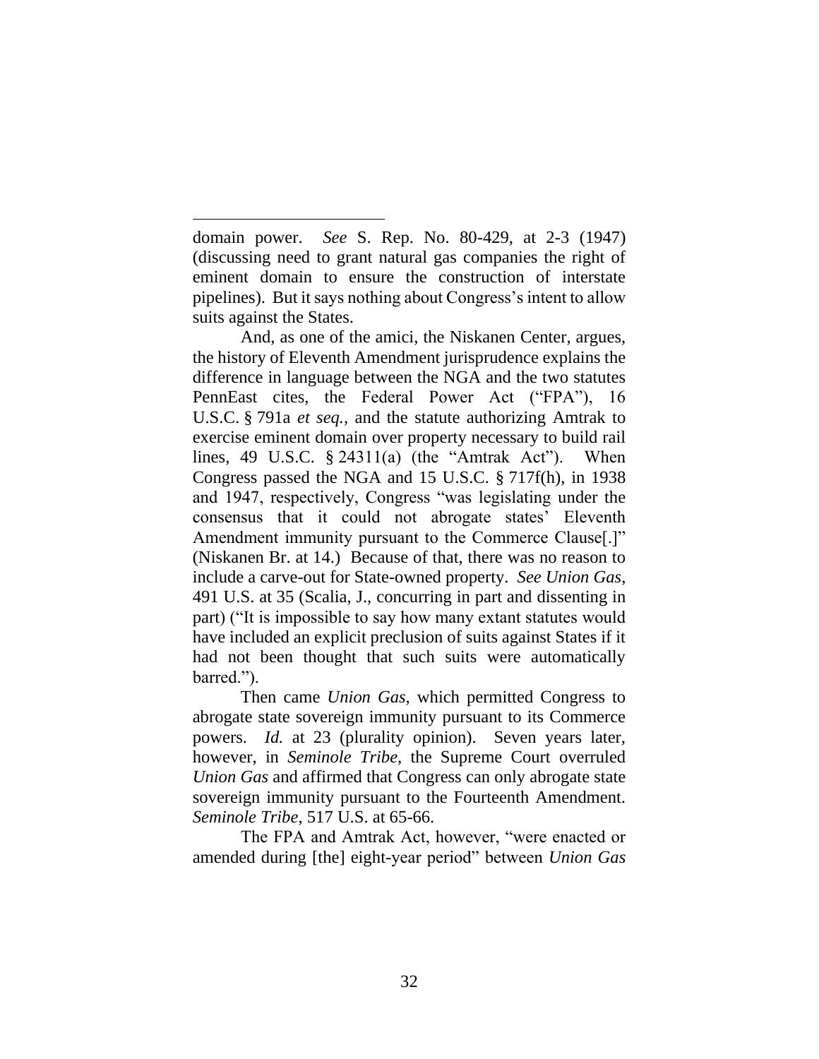domain power. *See* S. Rep. No. 80-429, at 2-3 (1947) (discussing need to grant natural gas companies the right of eminent domain to ensure the construction of interstate pipelines). But it says nothing about Congress's intent to allow suits against the States.

And, as one of the amici, the Niskanen Center, argues, the history of Eleventh Amendment jurisprudence explains the difference in language between the NGA and the two statutes PennEast cites, the Federal Power Act ("FPA"), 16 U.S.C. § 791a *et seq.*, and the statute authorizing Amtrak to exercise eminent domain over property necessary to build rail lines, 49 U.S.C. § 24311(a) (the "Amtrak Act"). When Congress passed the NGA and 15 U.S.C. § 717f(h), in 1938 and 1947, respectively, Congress "was legislating under the consensus that it could not abrogate states' Eleventh Amendment immunity pursuant to the Commerce Clause[.]" (Niskanen Br. at 14.) Because of that, there was no reason to include a carve-out for State-owned property. *See Union Gas*, 491 U.S. at 35 (Scalia, J., concurring in part and dissenting in part) ("It is impossible to say how many extant statutes would have included an explicit preclusion of suits against States if it had not been thought that such suits were automatically barred.").

Then came *Union Gas*, which permitted Congress to abrogate state sovereign immunity pursuant to its Commerce powers. *Id.* at 23 (plurality opinion). Seven years later, however, in *Seminole Tribe*, the Supreme Court overruled *Union Gas* and affirmed that Congress can only abrogate state sovereign immunity pursuant to the Fourteenth Amendment. *Seminole Tribe*, 517 U.S. at 65-66.

The FPA and Amtrak Act, however, "were enacted or amended during [the] eight-year period" between *Union Gas*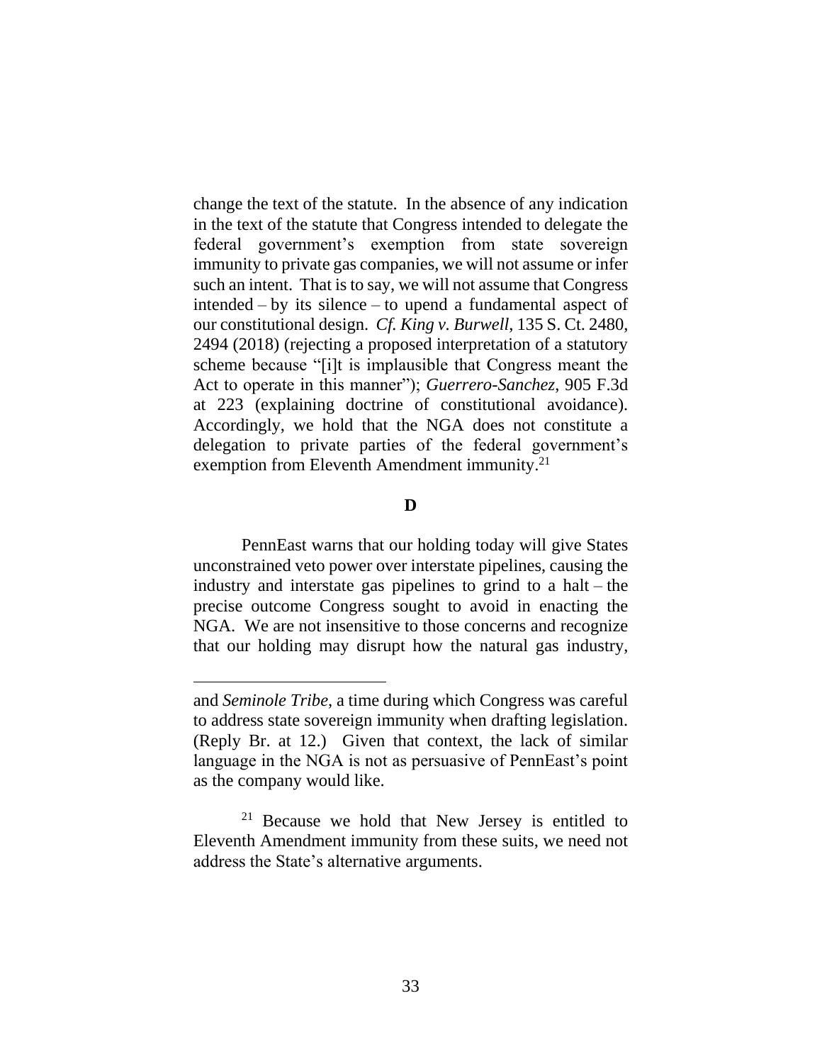change the text of the statute. In the absence of any indication in the text of the statute that Congress intended to delegate the federal government's exemption from state sovereign immunity to private gas companies, we will not assume or infer such an intent. That is to say, we will not assume that Congress intended – by its silence – to upend a fundamental aspect of our constitutional design. *Cf. King v. Burwell*, 135 S. Ct. 2480, 2494 (2018) (rejecting a proposed interpretation of a statutory scheme because "[i]t is implausible that Congress meant the Act to operate in this manner"); *Guerrero-Sanchez*, 905 F.3d at 223 (explaining doctrine of constitutional avoidance). Accordingly, we hold that the NGA does not constitute a delegation to private parties of the federal government's exemption from Eleventh Amendment immunity.[21]

**D**

PennEast warns that our holding today will give States unconstrained veto power over interstate pipelines, causing the industry and interstate gas pipelines to grind to a halt – the precise outcome Congress sought to avoid in enacting the NGA. We are not insensitive to those concerns and recognize that our holding may disrupt how the natural gas industry,

---

and *Seminole Tribe*, a time during which Congress was careful to address state sovereign immunity when drafting legislation. (Reply Br. at 12.) Given that context, the lack of similar language in the NGA is not as persuasive of PennEast's point as the company would like.

[21] Because we hold that New Jersey is entitled to Eleventh Amendment immunity from these suits, we need not address the State's alternative arguments.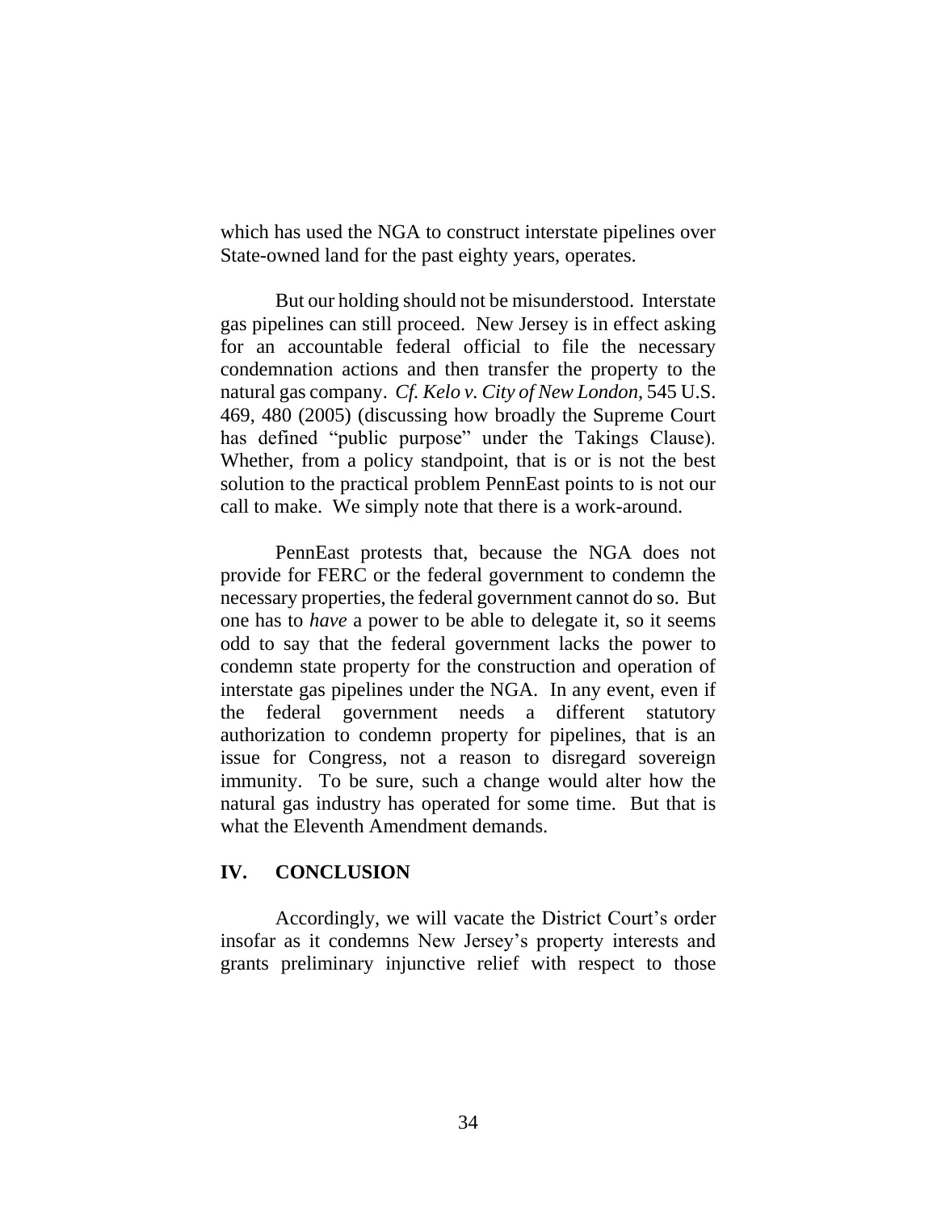which has used the NGA to construct interstate pipelines over State-owned land for the past eighty years, operates.

But our holding should not be misunderstood. Interstate gas pipelines can still proceed. New Jersey is in effect asking for an accountable federal official to file the necessary condemnation actions and then transfer the property to the natural gas company. *Cf. Kelo v. City of New London*, 545 U.S. 469, 480 (2005) (discussing how broadly the Supreme Court has defined "public purpose" under the Takings Clause). Whether, from a policy standpoint, that is or is not the best solution to the practical problem PennEast points to is not our call to make. We simply note that there is a work-around.

PennEast protests that, because the NGA does not provide for FERC or the federal government to condemn the necessary properties, the federal government cannot do so. But one has to *have* a power to be able to delegate it, so it seems odd to say that the federal government lacks the power to condemn state property for the construction and operation of interstate gas pipelines under the NGA. In any event, even if the federal government needs a different statutory authorization to condemn property for pipelines, that is an issue for Congress, not a reason to disregard sovereign immunity. To be sure, such a change would alter how the natural gas industry has operated for some time. But that is what the Eleventh Amendment demands.

## IV. CONCLUSION

Accordingly, we will vacate the District Court's order insofar as it condemns New Jersey's property interests and grants preliminary injunctive relief with respect to those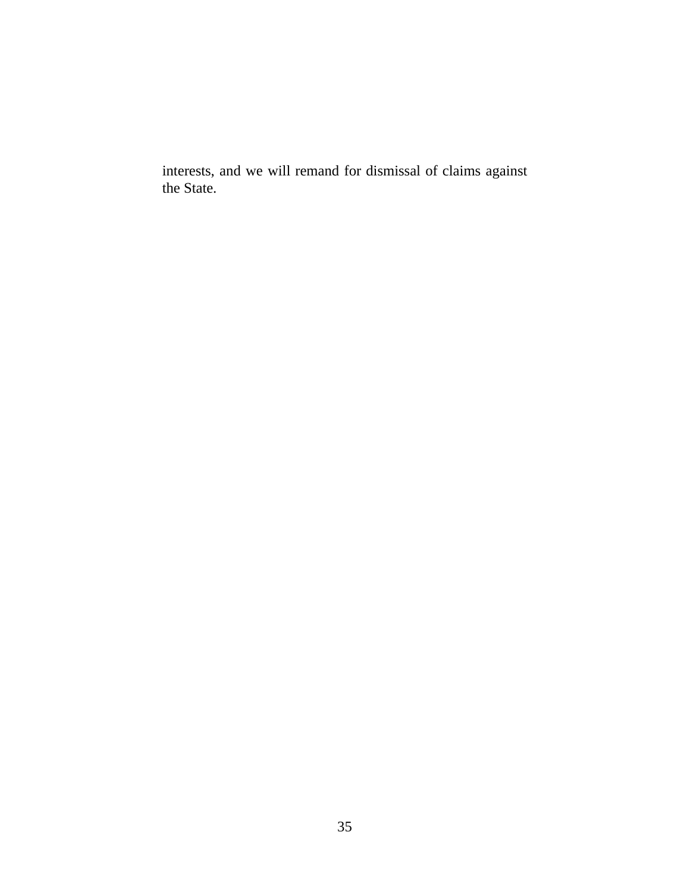interests, and we will remand for dismissal of claims against the State.